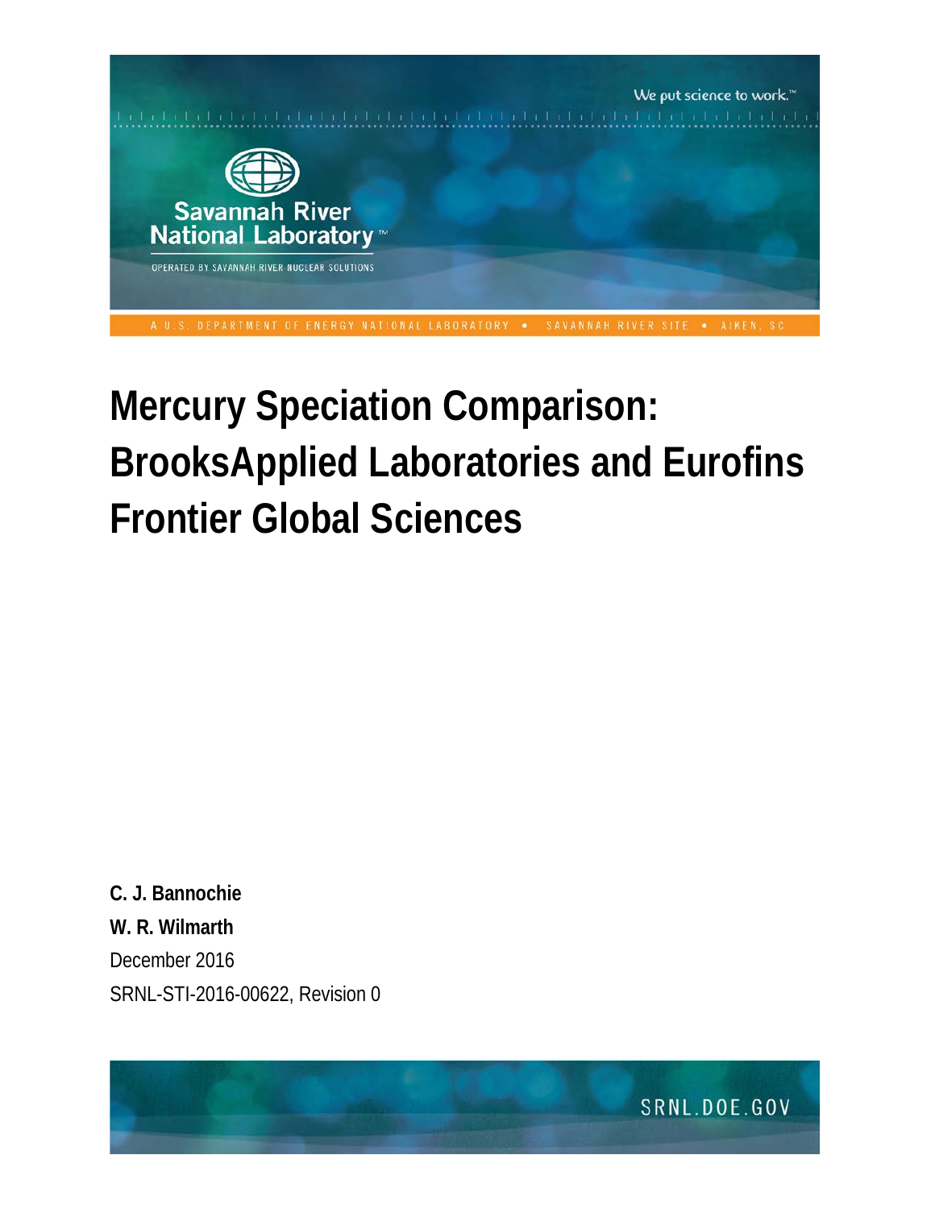We put science to work.™

Savannah River National Laboratory™

OPERATED BY SAVANNAH RIVER NUCLEAR SOLUTIONS

A U.S. DEPARTMENT OF ENERGY NATIONAL LABORATORY • SAVANNAH RIVER SITE • AIKEN, SC

# Mercury Speciation Comparison: BrooksApplied Laboratories and Eurofins Frontier Global Sciences

**C. J. Bannochie**

**W. R. Wilmarth**

December 2016

SRNL-STI-2016-00622, Revision 0

SRNL.DOE.GOV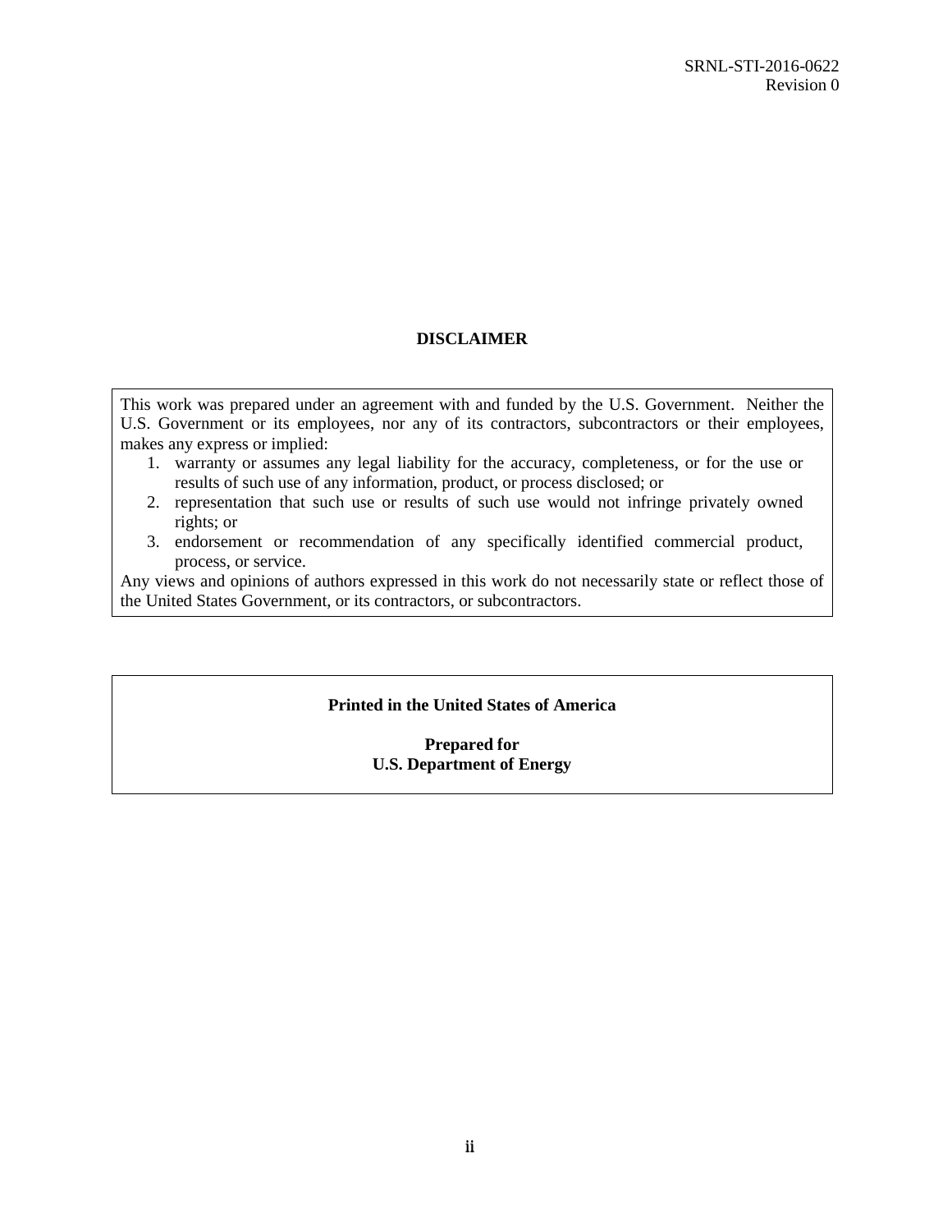## DISCLAIMER

This work was prepared under an agreement with and funded by the U.S. Government. Neither the U.S. Government or its employees, nor any of its contractors, subcontractors or their employees, makes any express or implied:

1. warranty or assumes any legal liability for the accuracy, completeness, or for the use or results of such use of any information, product, or process disclosed; or
2. representation that such use or results of such use would not infringe privately owned rights; or
3. endorsement or recommendation of any specifically identified commercial product, process, or service.

Any views and opinions of authors expressed in this work do not necessarily state or reflect those of the United States Government, or its contractors, or subcontractors.

**Printed in the United States of America**

**Prepared for**
**U.S. Department of Energy**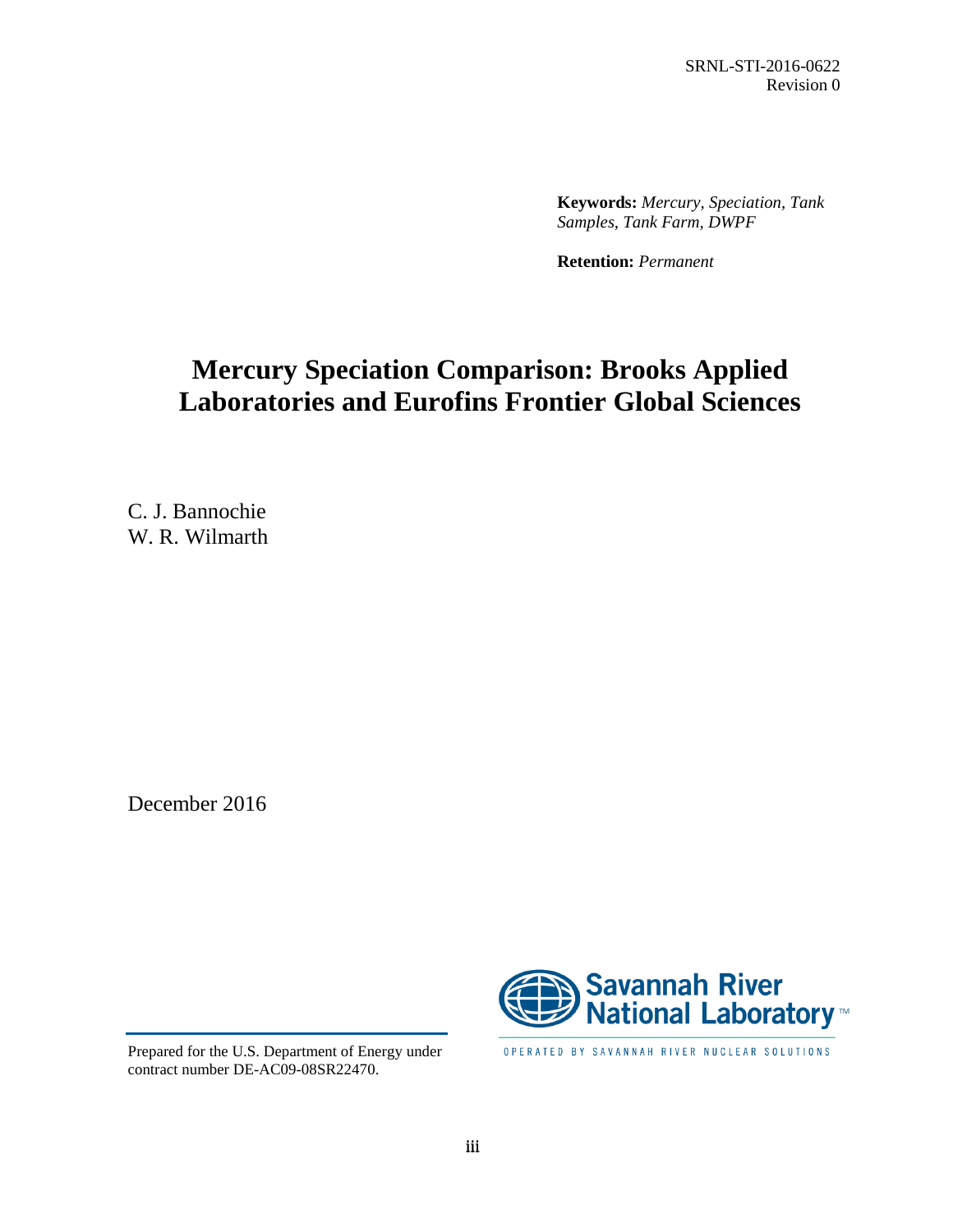SRNL-STI-2016-0622
Revision 0

**Keywords:** *Mercury, Speciation, Tank Samples, Tank Farm, DWPF*

**Retention:** *Permanent*

# Mercury Speciation Comparison: Brooks Applied Laboratories and Eurofins Frontier Global Sciences

C. J. Bannochie
W. R. Wilmarth

December 2016

Prepared for the U.S. Department of Energy under contract number DE-AC09-08SR22470.

Savannah River National Laboratory™

OPERATED BY SAVANNAH RIVER NUCLEAR SOLUTIONS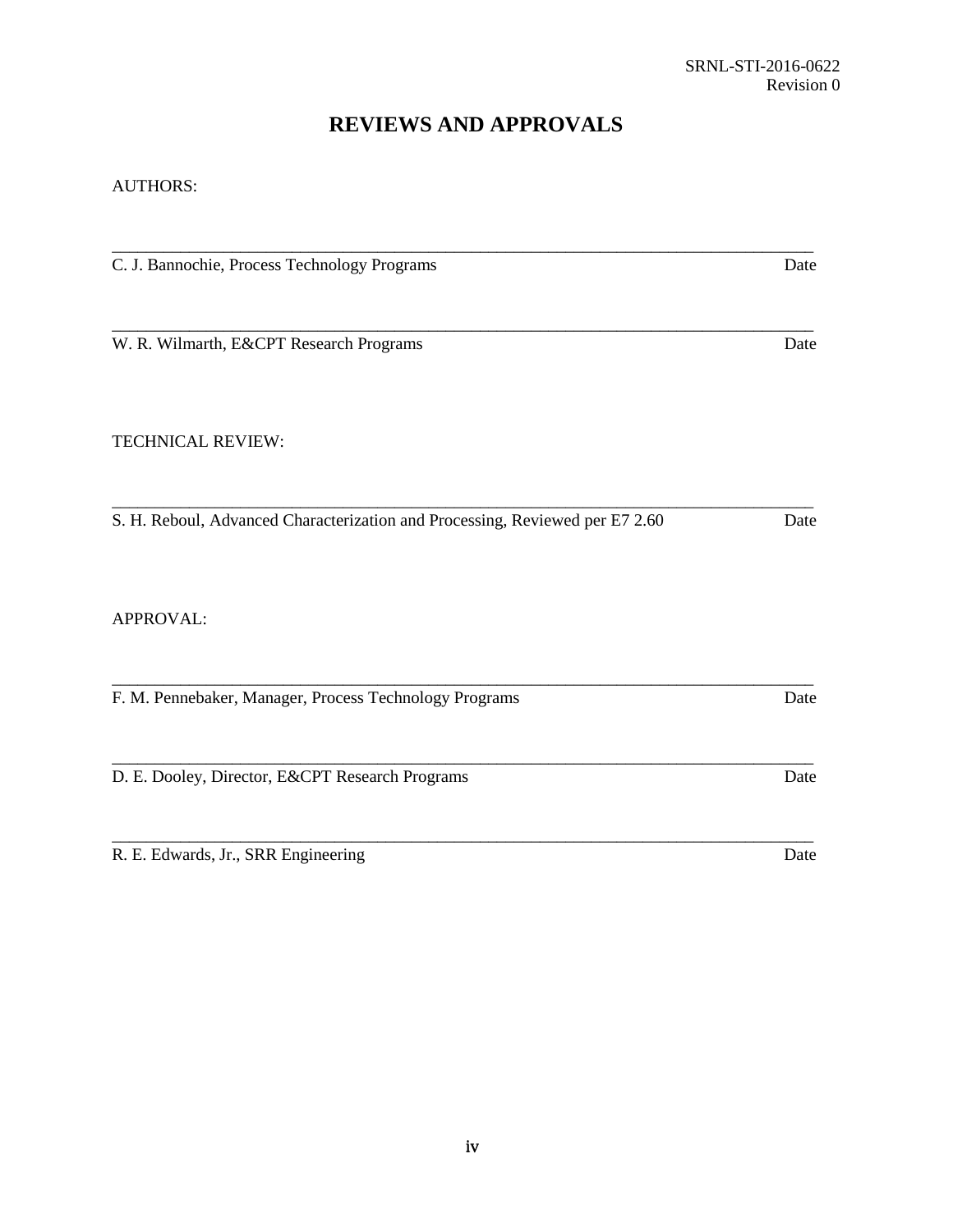# REVIEWS AND APPROVALS

AUTHORS:

\_\_\_\_\_\_\_\_\_\_\_\_\_\_\_\_\_\_\_\_\_\_\_\_\_\_\_\_\_\_\_\_\_\_\_\_\_\_\_\_\_\_\_\_\_\_\_\_\_\_\_\_\_\_\_\_\_\_\_\_\_\_\_\_\_\_\_\_\_\_\_\_\_\_\_\_\_\_\_\_\_\_

C. J. Bannochie, Process Technology Programs Date

\_\_\_\_\_\_\_\_\_\_\_\_\_\_\_\_\_\_\_\_\_\_\_\_\_\_\_\_\_\_\_\_\_\_\_\_\_\_\_\_\_\_\_\_\_\_\_\_\_\_\_\_\_\_\_\_\_\_\_\_\_\_\_\_\_\_\_\_\_\_\_\_\_\_\_\_\_\_\_\_\_\_

W. R. Wilmarth, E&CPT Research Programs Date

TECHNICAL REVIEW:

\_\_\_\_\_\_\_\_\_\_\_\_\_\_\_\_\_\_\_\_\_\_\_\_\_\_\_\_\_\_\_\_\_\_\_\_\_\_\_\_\_\_\_\_\_\_\_\_\_\_\_\_\_\_\_\_\_\_\_\_\_\_\_\_\_\_\_\_\_\_\_\_\_\_\_\_\_\_\_\_\_\_

S. H. Reboul, Advanced Characterization and Processing, Reviewed per E7 2.60 Date

APPROVAL:

\_\_\_\_\_\_\_\_\_\_\_\_\_\_\_\_\_\_\_\_\_\_\_\_\_\_\_\_\_\_\_\_\_\_\_\_\_\_\_\_\_\_\_\_\_\_\_\_\_\_\_\_\_\_\_\_\_\_\_\_\_\_\_\_\_\_\_\_\_\_\_\_\_\_\_\_\_\_\_\_\_\_

F. M. Pennebaker, Manager, Process Technology Programs Date

\_\_\_\_\_\_\_\_\_\_\_\_\_\_\_\_\_\_\_\_\_\_\_\_\_\_\_\_\_\_\_\_\_\_\_\_\_\_\_\_\_\_\_\_\_\_\_\_\_\_\_\_\_\_\_\_\_\_\_\_\_\_\_\_\_\_\_\_\_\_\_\_\_\_\_\_\_\_\_\_\_\_

D. E. Dooley, Director, E&CPT Research Programs Date

\_\_\_\_\_\_\_\_\_\_\_\_\_\_\_\_\_\_\_\_\_\_\_\_\_\_\_\_\_\_\_\_\_\_\_\_\_\_\_\_\_\_\_\_\_\_\_\_\_\_\_\_\_\_\_\_\_\_\_\_\_\_\_\_\_\_\_\_\_\_\_\_\_\_\_\_\_\_\_\_\_\_

R. E. Edwards, Jr., SRR Engineering Date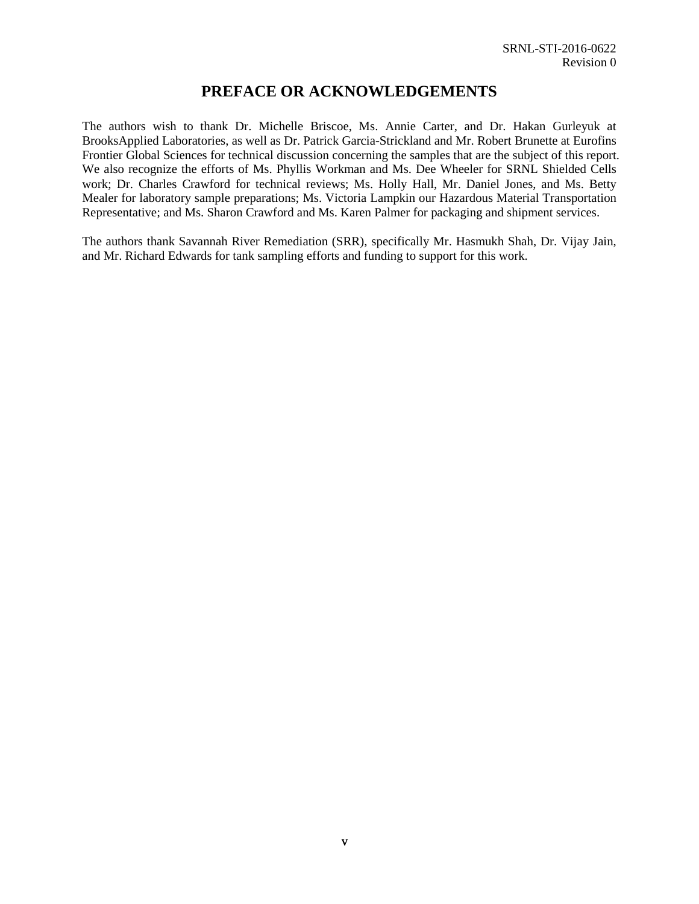# PREFACE OR ACKNOWLEDGEMENTS

The authors wish to thank Dr. Michelle Briscoe, Ms. Annie Carter, and Dr. Hakan Gurleyuk at BrooksApplied Laboratories, as well as Dr. Patrick Garcia-Strickland and Mr. Robert Brunette at Eurofins Frontier Global Sciences for technical discussion concerning the samples that are the subject of this report. We also recognize the efforts of Ms. Phyllis Workman and Ms. Dee Wheeler for SRNL Shielded Cells work; Dr. Charles Crawford for technical reviews; Ms. Holly Hall, Mr. Daniel Jones, and Ms. Betty Mealer for laboratory sample preparations; Ms. Victoria Lampkin our Hazardous Material Transportation Representative; and Ms. Sharon Crawford and Ms. Karen Palmer for packaging and shipment services.

The authors thank Savannah River Remediation (SRR), specifically Mr. Hasmukh Shah, Dr. Vijay Jain, and Mr. Richard Edwards for tank sampling efforts and funding to support for this work.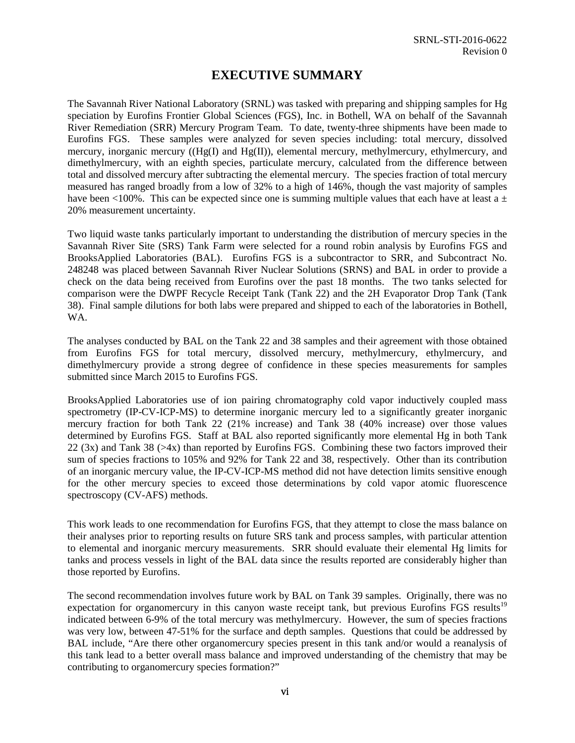# EXECUTIVE SUMMARY

The Savannah River National Laboratory (SRNL) was tasked with preparing and shipping samples for Hg speciation by Eurofins Frontier Global Sciences (FGS), Inc. in Bothell, WA on behalf of the Savannah River Remediation (SRR) Mercury Program Team. To date, twenty-three shipments have been made to Eurofins FGS. These samples were analyzed for seven species including: total mercury, dissolved mercury, inorganic mercury ((Hg(I) and Hg(II)), elemental mercury, methylmercury, ethylmercury, and dimethylmercury, with an eighth species, particulate mercury, calculated from the difference between total and dissolved mercury after subtracting the elemental mercury. The species fraction of total mercury measured has ranged broadly from a low of 32% to a high of 146%, though the vast majority of samples have been <100%. This can be expected since one is summing multiple values that each have at least a ± 20% measurement uncertainty.

Two liquid waste tanks particularly important to understanding the distribution of mercury species in the Savannah River Site (SRS) Tank Farm were selected for a round robin analysis by Eurofins FGS and BrooksApplied Laboratories (BAL). Eurofins FGS is a subcontractor to SRR, and Subcontract No. 248248 was placed between Savannah River Nuclear Solutions (SRNS) and BAL in order to provide a check on the data being received from Eurofins over the past 18 months. The two tanks selected for comparison were the DWPF Recycle Receipt Tank (Tank 22) and the 2H Evaporator Drop Tank (Tank 38). Final sample dilutions for both labs were prepared and shipped to each of the laboratories in Bothell, WA.

The analyses conducted by BAL on the Tank 22 and 38 samples and their agreement with those obtained from Eurofins FGS for total mercury, dissolved mercury, methylmercury, ethylmercury, and dimethylmercury provide a strong degree of confidence in these species measurements for samples submitted since March 2015 to Eurofins FGS.

BrooksApplied Laboratories use of ion pairing chromatography cold vapor inductively coupled mass spectrometry (IP-CV-ICP-MS) to determine inorganic mercury led to a significantly greater inorganic mercury fraction for both Tank 22 (21% increase) and Tank 38 (40% increase) over those values determined by Eurofins FGS. Staff at BAL also reported significantly more elemental Hg in both Tank 22 (3x) and Tank 38 (>4x) than reported by Eurofins FGS. Combining these two factors improved their sum of species fractions to 105% and 92% for Tank 22 and 38, respectively. Other than its contribution of an inorganic mercury value, the IP-CV-ICP-MS method did not have detection limits sensitive enough for the other mercury species to exceed those determinations by cold vapor atomic fluorescence spectroscopy (CV-AFS) methods.

This work leads to one recommendation for Eurofins FGS, that they attempt to close the mass balance on their analyses prior to reporting results on future SRS tank and process samples, with particular attention to elemental and inorganic mercury measurements. SRR should evaluate their elemental Hg limits for tanks and process vessels in light of the BAL data since the results reported are considerably higher than those reported by Eurofins.

The second recommendation involves future work by BAL on Tank 39 samples. Originally, there was no expectation for organomercury in this canyon waste receipt tank, but previous Eurofins FGS results[19] indicated between 6-9% of the total mercury was methylmercury. However, the sum of species fractions was very low, between 47-51% for the surface and depth samples. Questions that could be addressed by BAL include, "Are there other organomercury species present in this tank and/or would a reanalysis of this tank lead to a better overall mass balance and improved understanding of the chemistry that may be contributing to organomercury species formation?"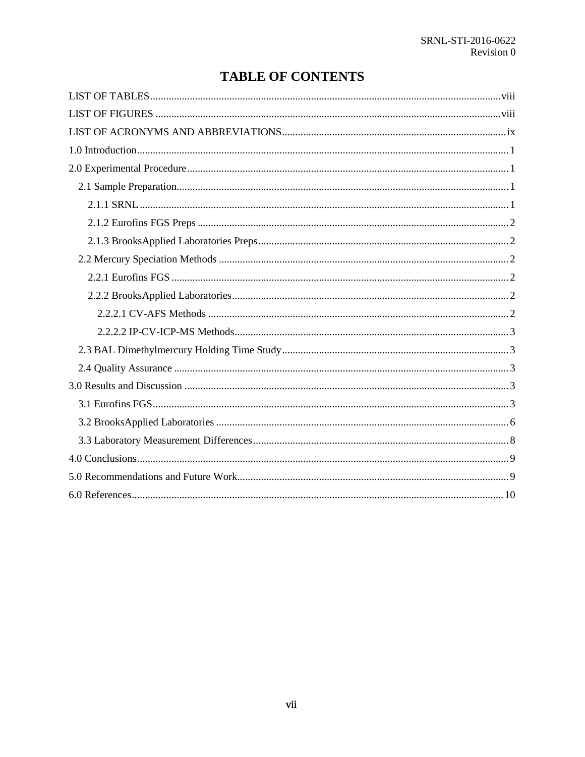# TABLE OF CONTENTS

LIST OF TABLES .......... viii

LIST OF FIGURES .......... viii

LIST OF ACRONYMS AND ABBREVIATIONS .......... ix

1.0 Introduction .......... 1

2.0 Experimental Procedure .......... 1

- 2.1 Sample Preparation .......... 1
  - 2.1.1 SRNL .......... 1
  - 2.1.2 Eurofins FGS Preps .......... 2
  - 2.1.3 BrooksApplied Laboratories Preps .......... 2
- 2.2 Mercury Speciation Methods .......... 2
  - 2.2.1 Eurofins FGS .......... 2
  - 2.2.2 BrooksApplied Laboratories .......... 2
    - 2.2.2.1 CV-AFS Methods .......... 2
    - 2.2.2.2 IP-CV-ICP-MS Methods .......... 3
- 2.3 BAL Dimethylmercury Holding Time Study .......... 3
- 2.4 Quality Assurance .......... 3

3.0 Results and Discussion .......... 3

- 3.1 Eurofins FGS .......... 3
- 3.2 BrooksApplied Laboratories .......... 6
- 3.3 Laboratory Measurement Differences .......... 8

4.0 Conclusions .......... 9

5.0 Recommendations and Future Work .......... 9

6.0 References .......... 10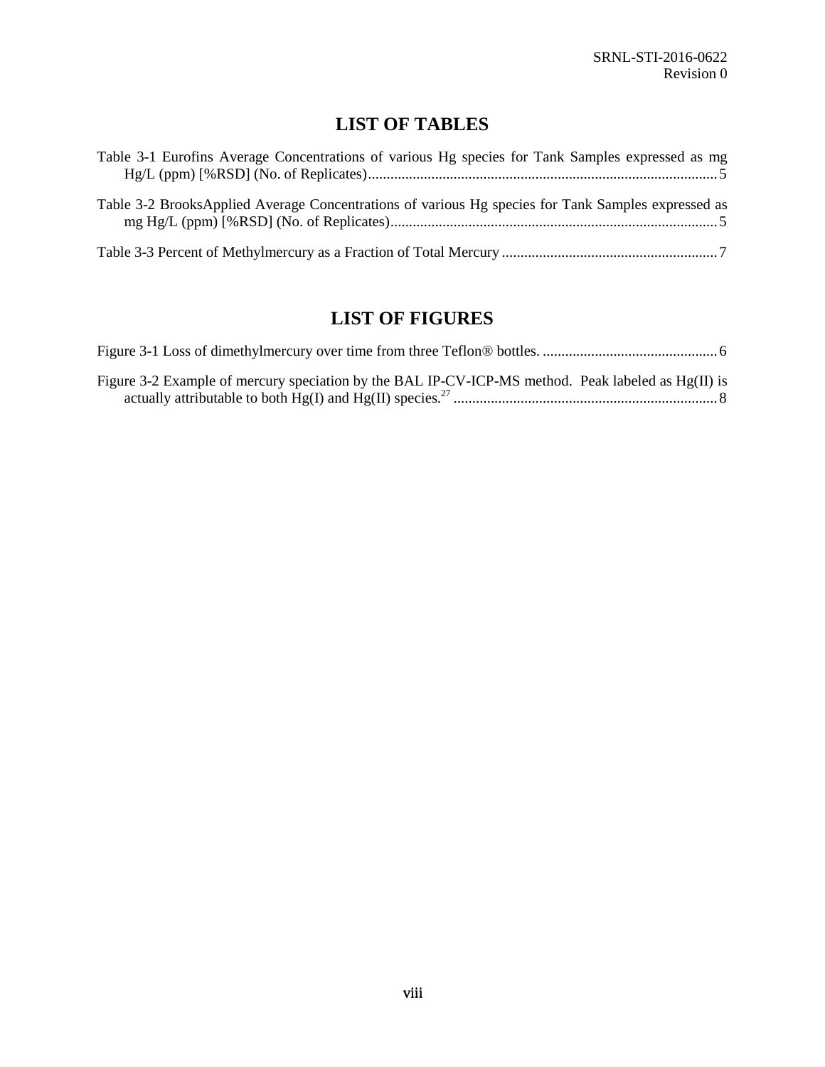# LIST OF TABLES

Table 3-1 Eurofins Average Concentrations of various Hg species for Tank Samples expressed as mg Hg/L (ppm) [%RSD] (No. of Replicates) .......... 5

Table 3-2 BrooksApplied Average Concentrations of various Hg species for Tank Samples expressed as mg Hg/L (ppm) [%RSD] (No. of Replicates) .......... 5

Table 3-3 Percent of Methylmercury as a Fraction of Total Mercury .......... 7

# LIST OF FIGURES

Figure 3-1 Loss of dimethylmercury over time from three Teflon® bottles. .......... 6

Figure 3-2 Example of mercury speciation by the BAL IP-CV-ICP-MS method. Peak labeled as Hg(II) is actually attributable to both Hg(I) and Hg(II) species.[27] .......... 8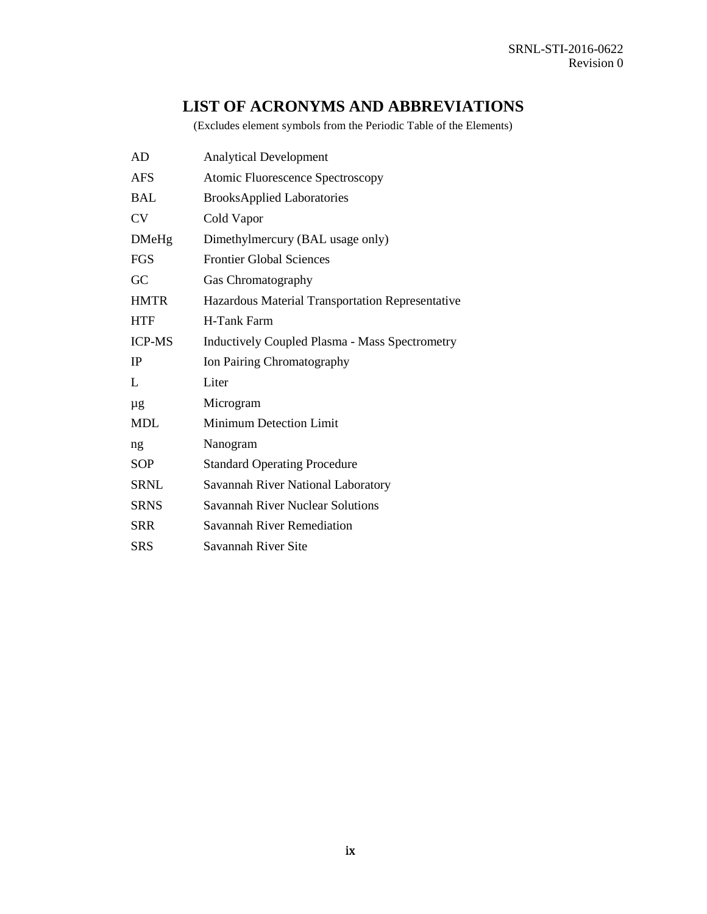# LIST OF ACRONYMS AND ABBREVIATIONS

(Excludes element symbols from the Periodic Table of the Elements)

| | |
|---|---|
| AD | Analytical Development |
| AFS | Atomic Fluorescence Spectroscopy |
| BAL | BrooksApplied Laboratories |
| CV | Cold Vapor |
| DMeHg | Dimethylmercury (BAL usage only) |
| FGS | Frontier Global Sciences |
| GC | Gas Chromatography |
| HMTR | Hazardous Material Transportation Representative |
| HTF | H-Tank Farm |
| ICP-MS | Inductively Coupled Plasma - Mass Spectrometry |
| IP | Ion Pairing Chromatography |
| L | Liter |
| µg | Microgram |
| MDL | Minimum Detection Limit |
| ng | Nanogram |
| SOP | Standard Operating Procedure |
| SRNL | Savannah River National Laboratory |
| SRNS | Savannah River Nuclear Solutions |
| SRR | Savannah River Remediation |
| SRS | Savannah River Site |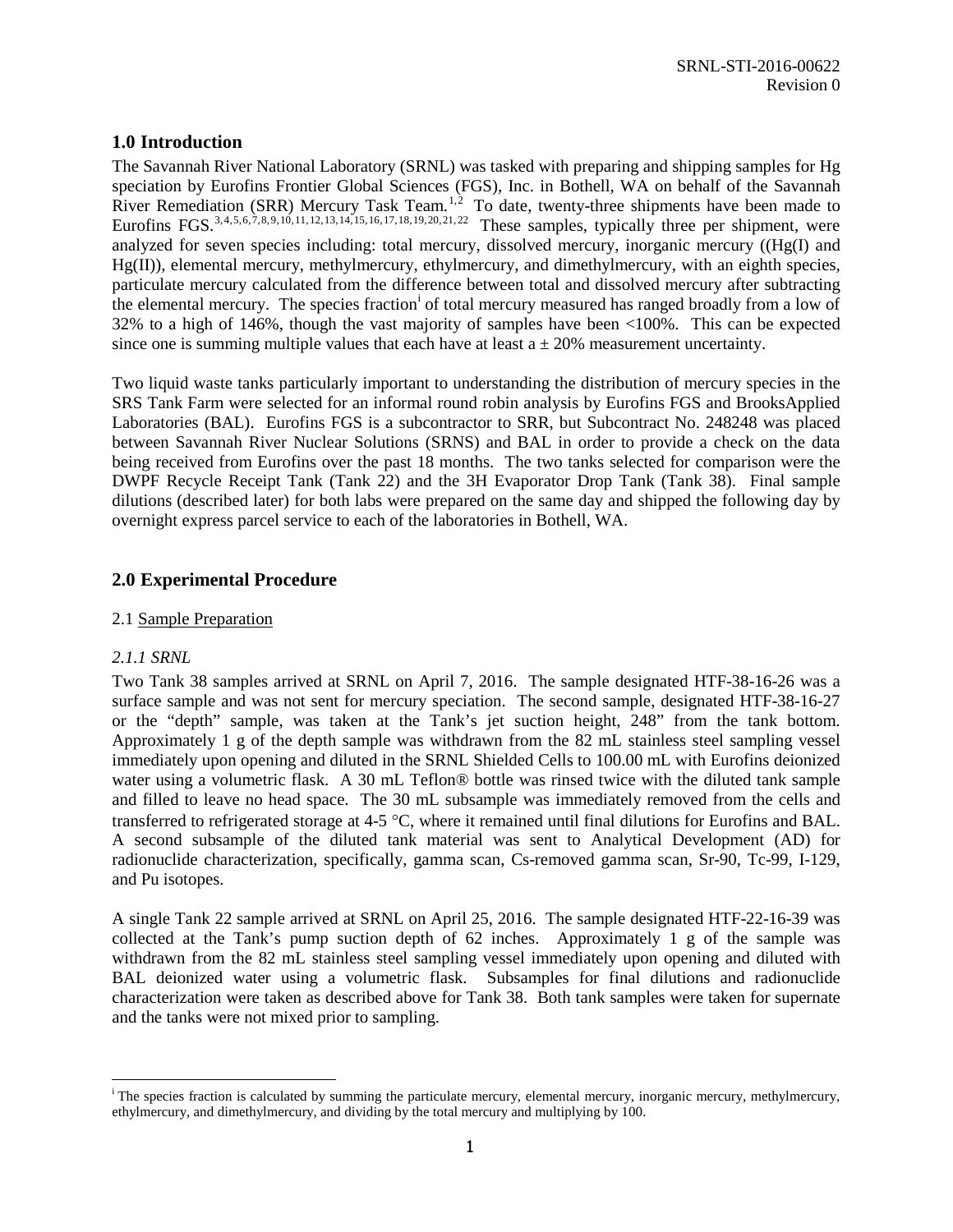## 1.0 Introduction

The Savannah River National Laboratory (SRNL) was tasked with preparing and shipping samples for Hg speciation by Eurofins Frontier Global Sciences (FGS), Inc. in Bothell, WA on behalf of the Savannah River Remediation (SRR) Mercury Task Team.[1,2] To date, twenty-three shipments have been made to Eurofins FGS.[3,4,5,6,7,8,9,10,11,12,13,14,15,16,17,18,19,20,21,22] These samples, typically three per shipment, were analyzed for seven species including: total mercury, dissolved mercury, inorganic mercury ((Hg(I) and Hg(II)), elemental mercury, methylmercury, ethylmercury, and dimethylmercury, with an eighth species, particulate mercury calculated from the difference between total and dissolved mercury after subtracting the elemental mercury. The species fraction[i] of total mercury measured has ranged broadly from a low of 32% to a high of 146%, though the vast majority of samples have been <100%. This can be expected since one is summing multiple values that each have at least a ± 20% measurement uncertainty.

Two liquid waste tanks particularly important to understanding the distribution of mercury species in the SRS Tank Farm were selected for an informal round robin analysis by Eurofins FGS and BrooksApplied Laboratories (BAL). Eurofins FGS is a subcontractor to SRR, but Subcontract No. 248248 was placed between Savannah River Nuclear Solutions (SRNS) and BAL in order to provide a check on the data being received from Eurofins over the past 18 months. The two tanks selected for comparison were the DWPF Recycle Receipt Tank (Tank 22) and the 3H Evaporator Drop Tank (Tank 38). Final sample dilutions (described later) for both labs were prepared on the same day and shipped the following day by overnight express parcel service to each of the laboratories in Bothell, WA.

## 2.0 Experimental Procedure

### 2.1 Sample Preparation

#### *2.1.1 SRNL*

Two Tank 38 samples arrived at SRNL on April 7, 2016. The sample designated HTF-38-16-26 was a surface sample and was not sent for mercury speciation. The second sample, designated HTF-38-16-27 or the "depth" sample, was taken at the Tank's jet suction height, 248" from the tank bottom. Approximately 1 g of the depth sample was withdrawn from the 82 mL stainless steel sampling vessel immediately upon opening and diluted in the SRNL Shielded Cells to 100.00 mL with Eurofins deionized water using a volumetric flask. A 30 mL Teflon® bottle was rinsed twice with the diluted tank sample and filled to leave no head space. The 30 mL subsample was immediately removed from the cells and transferred to refrigerated storage at 4-5 °C, where it remained until final dilutions for Eurofins and BAL. A second subsample of the diluted tank material was sent to Analytical Development (AD) for radionuclide characterization, specifically, gamma scan, Cs-removed gamma scan, Sr-90, Tc-99, I-129, and Pu isotopes.

A single Tank 22 sample arrived at SRNL on April 25, 2016. The sample designated HTF-22-16-39 was collected at the Tank's pump suction depth of 62 inches. Approximately 1 g of the sample was withdrawn from the 82 mL stainless steel sampling vessel immediately upon opening and diluted with BAL deionized water using a volumetric flask. Subsamples for final dilutions and radionuclide characterization were taken as described above for Tank 38. Both tank samples were taken for supernate and the tanks were not mixed prior to sampling.

---

[i] The species fraction is calculated by summing the particulate mercury, elemental mercury, inorganic mercury, methylmercury, ethylmercury, and dimethylmercury, and dividing by the total mercury and multiplying by 100.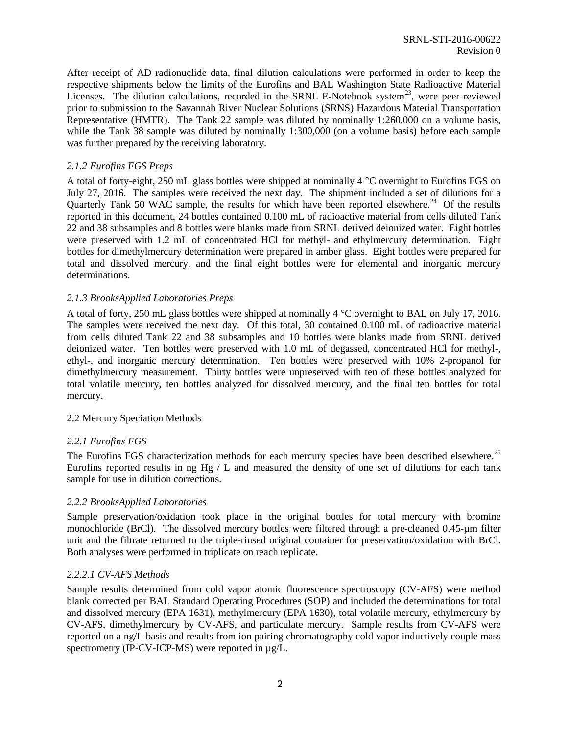After receipt of AD radionuclide data, final dilution calculations were performed in order to keep the respective shipments below the limits of the Eurofins and BAL Washington State Radioactive Material Licenses. The dilution calculations, recorded in the SRNL E-Notebook system[23], were peer reviewed prior to submission to the Savannah River Nuclear Solutions (SRNS) Hazardous Material Transportation Representative (HMTR). The Tank 22 sample was diluted by nominally 1:260,000 on a volume basis, while the Tank 38 sample was diluted by nominally 1:300,000 (on a volume basis) before each sample was further prepared by the receiving laboratory.

### *2.1.2 Eurofins FGS Preps*

A total of forty-eight, 250 mL glass bottles were shipped at nominally 4 °C overnight to Eurofins FGS on July 27, 2016. The samples were received the next day. The shipment included a set of dilutions for a Quarterly Tank 50 WAC sample, the results for which have been reported elsewhere.[24] Of the results reported in this document, 24 bottles contained 0.100 mL of radioactive material from cells diluted Tank 22 and 38 subsamples and 8 bottles were blanks made from SRNL derived deionized water. Eight bottles were preserved with 1.2 mL of concentrated HCl for methyl- and ethylmercury determination. Eight bottles for dimethylmercury determination were prepared in amber glass. Eight bottles were prepared for total and dissolved mercury, and the final eight bottles were for elemental and inorganic mercury determinations.

### *2.1.3 BrooksApplied Laboratories Preps*

A total of forty, 250 mL glass bottles were shipped at nominally 4 °C overnight to BAL on July 17, 2016. The samples were received the next day. Of this total, 30 contained 0.100 mL of radioactive material from cells diluted Tank 22 and 38 subsamples and 10 bottles were blanks made from SRNL derived deionized water. Ten bottles were preserved with 1.0 mL of degassed, concentrated HCl for methyl-, ethyl-, and inorganic mercury determination. Ten bottles were preserved with 10% 2-propanol for dimethylmercury measurement. Thirty bottles were unpreserved with ten of these bottles analyzed for total volatile mercury, ten bottles analyzed for dissolved mercury, and the final ten bottles for total mercury.

## 2.2 Mercury Speciation Methods

### *2.2.1 Eurofins FGS*

The Eurofins FGS characterization methods for each mercury species have been described elsewhere.[25] Eurofins reported results in ng Hg / L and measured the density of one set of dilutions for each tank sample for use in dilution corrections.

### *2.2.2 BrooksApplied Laboratories*

Sample preservation/oxidation took place in the original bottles for total mercury with bromine monochloride (BrCl). The dissolved mercury bottles were filtered through a pre-cleaned 0.45-µm filter unit and the filtrate returned to the triple-rinsed original container for preservation/oxidation with BrCl. Both analyses were performed in triplicate on reach replicate.

#### *2.2.2.1 CV-AFS Methods*

Sample results determined from cold vapor atomic fluorescence spectroscopy (CV-AFS) were method blank corrected per BAL Standard Operating Procedures (SOP) and included the determinations for total and dissolved mercury (EPA 1631), methylmercury (EPA 1630), total volatile mercury, ethylmercury by CV-AFS, dimethylmercury by CV-AFS, and particulate mercury. Sample results from CV-AFS were reported on a ng/L basis and results from ion pairing chromatography cold vapor inductively couple mass spectrometry (IP-CV-ICP-MS) were reported in µg/L.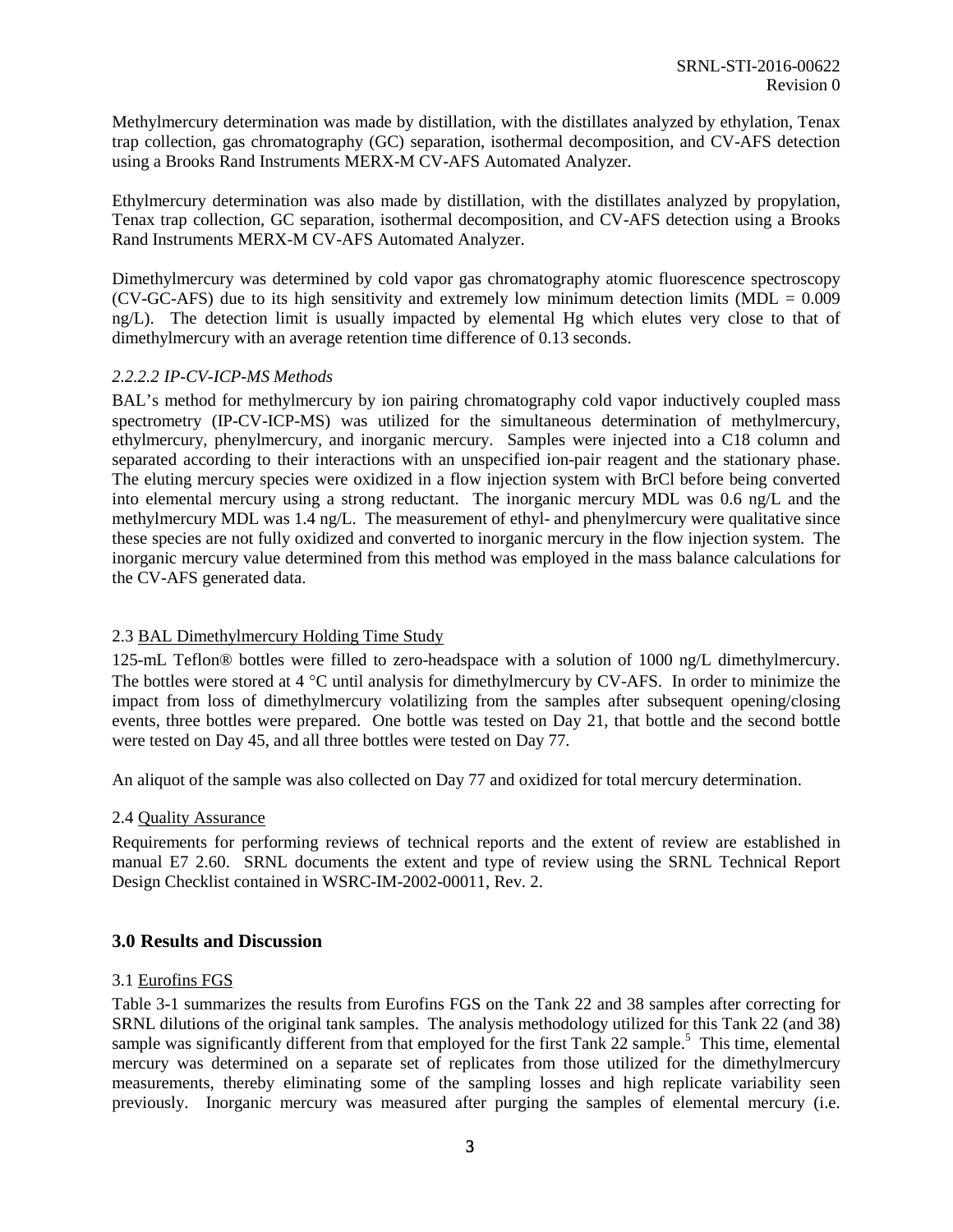Methylmercury determination was made by distillation, with the distillates analyzed by ethylation, Tenax trap collection, gas chromatography (GC) separation, isothermal decomposition, and CV-AFS detection using a Brooks Rand Instruments MERX-M CV-AFS Automated Analyzer.

Ethylmercury determination was also made by distillation, with the distillates analyzed by propylation, Tenax trap collection, GC separation, isothermal decomposition, and CV-AFS detection using a Brooks Rand Instruments MERX-M CV-AFS Automated Analyzer.

Dimethylmercury was determined by cold vapor gas chromatography atomic fluorescence spectroscopy (CV-GC-AFS) due to its high sensitivity and extremely low minimum detection limits (MDL = 0.009 ng/L). The detection limit is usually impacted by elemental Hg which elutes very close to that of dimethylmercury with an average retention time difference of 0.13 seconds.

#### *2.2.2.2 IP-CV-ICP-MS Methods*

BAL's method for methylmercury by ion pairing chromatography cold vapor inductively coupled mass spectrometry (IP-CV-ICP-MS) was utilized for the simultaneous determination of methylmercury, ethylmercury, phenylmercury, and inorganic mercury. Samples were injected into a C18 column and separated according to their interactions with an unspecified ion-pair reagent and the stationary phase. The eluting mercury species were oxidized in a flow injection system with BrCl before being converted into elemental mercury using a strong reductant. The inorganic mercury MDL was 0.6 ng/L and the methylmercury MDL was 1.4 ng/L. The measurement of ethyl- and phenylmercury were qualitative since these species are not fully oxidized and converted to inorganic mercury in the flow injection system. The inorganic mercury value determined from this method was employed in the mass balance calculations for the CV-AFS generated data.

### 2.3 BAL Dimethylmercury Holding Time Study

125-mL Teflon® bottles were filled to zero-headspace with a solution of 1000 ng/L dimethylmercury. The bottles were stored at 4 °C until analysis for dimethylmercury by CV-AFS. In order to minimize the impact from loss of dimethylmercury volatilizing from the samples after subsequent opening/closing events, three bottles were prepared. One bottle was tested on Day 21, that bottle and the second bottle were tested on Day 45, and all three bottles were tested on Day 77.

An aliquot of the sample was also collected on Day 77 and oxidized for total mercury determination.

### 2.4 Quality Assurance

Requirements for performing reviews of technical reports and the extent of review are established in manual E7 2.60. SRNL documents the extent and type of review using the SRNL Technical Report Design Checklist contained in WSRC-IM-2002-00011, Rev. 2.

## 3.0 Results and Discussion

### 3.1 Eurofins FGS

Table 3-1 summarizes the results from Eurofins FGS on the Tank 22 and 38 samples after correcting for SRNL dilutions of the original tank samples. The analysis methodology utilized for this Tank 22 (and 38) sample was significantly different from that employed for the first Tank 22 sample.[5] This time, elemental mercury was determined on a separate set of replicates from those utilized for the dimethylmercury measurements, thereby eliminating some of the sampling losses and high replicate variability seen previously. Inorganic mercury was measured after purging the samples of elemental mercury (i.e.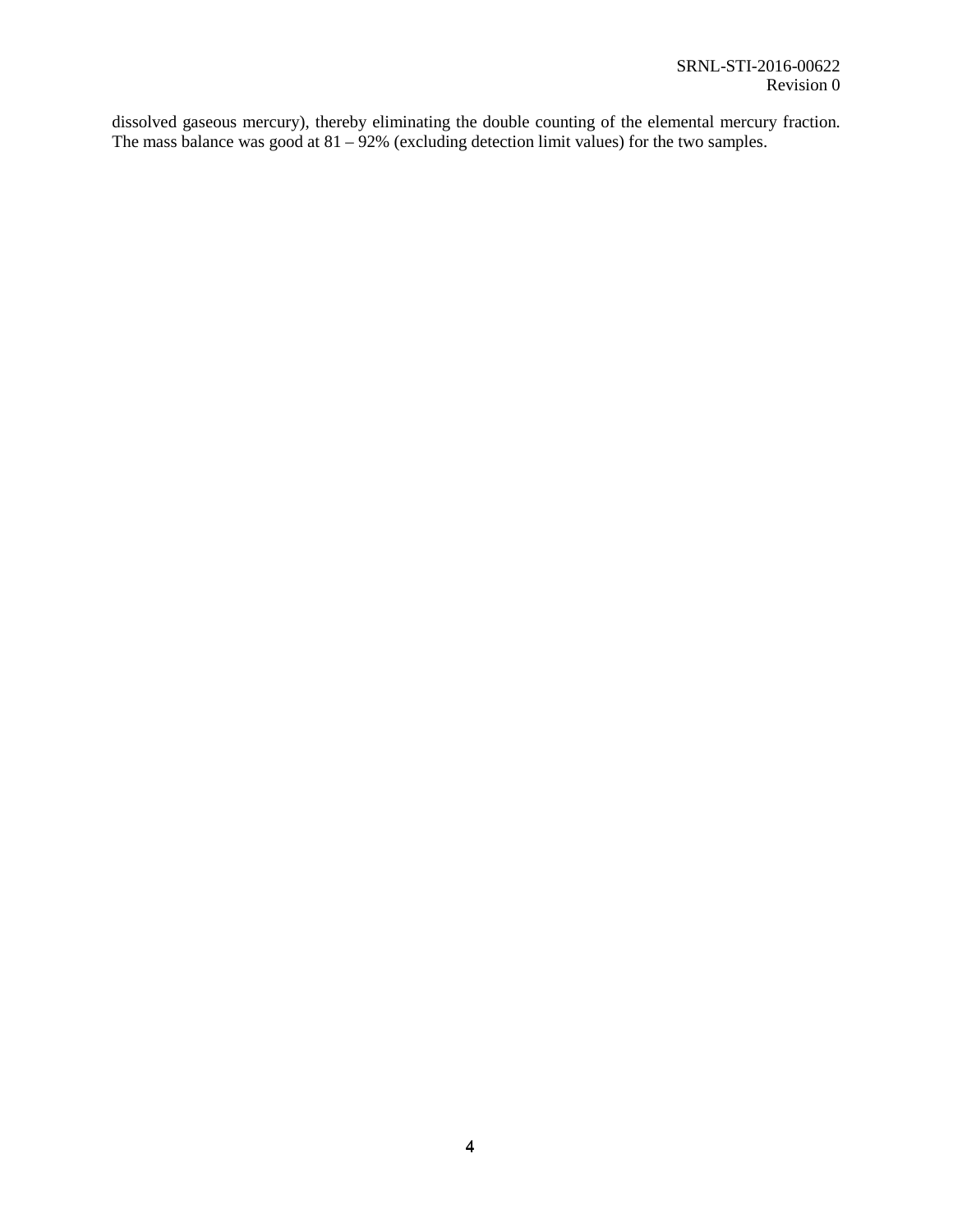dissolved gaseous mercury), thereby eliminating the double counting of the elemental mercury fraction. The mass balance was good at 81 – 92% (excluding detection limit values) for the two samples.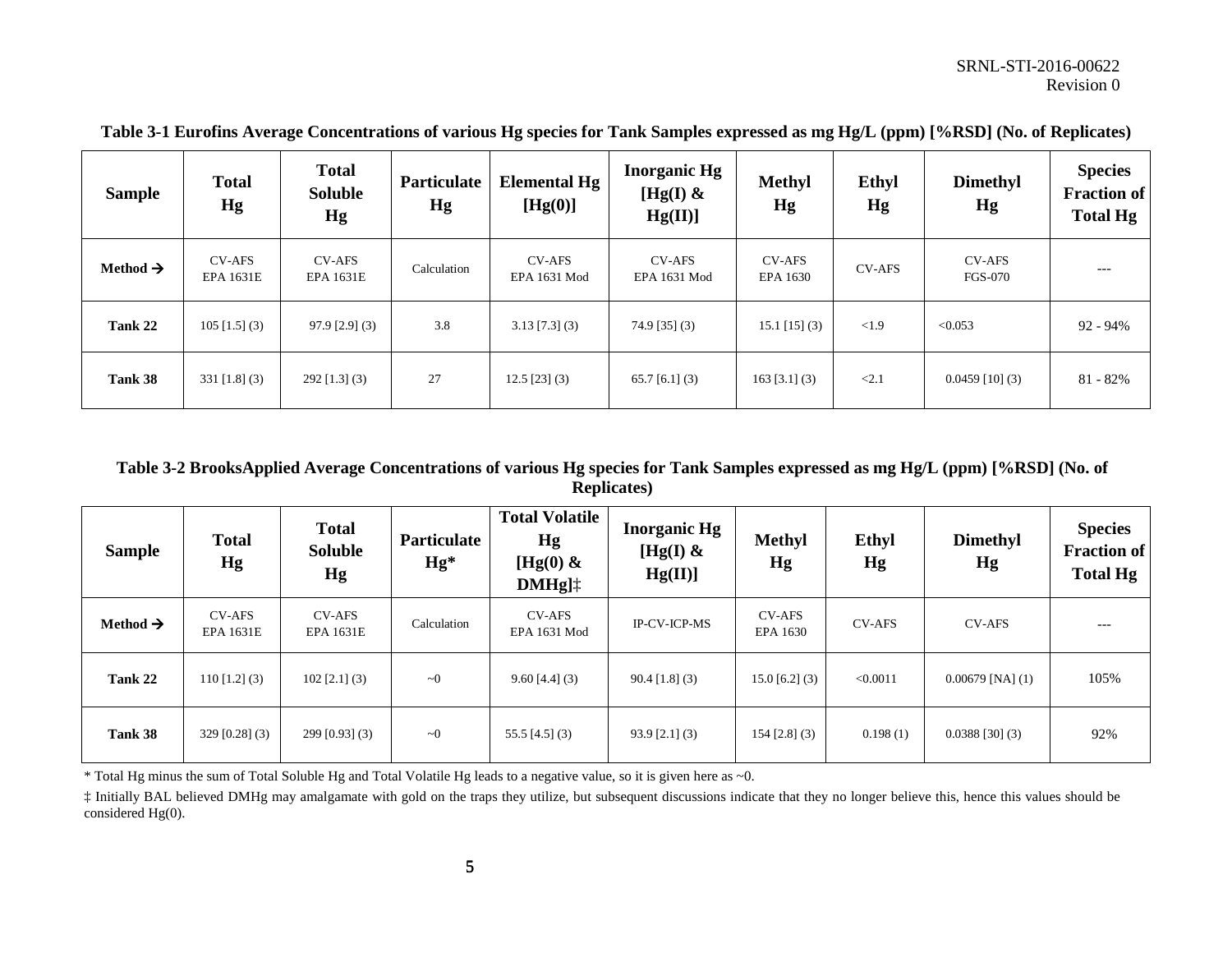**Table 3-1 Eurofins Average Concentrations of various Hg species for Tank Samples expressed as mg Hg/L (ppm) [%RSD] (No. of Replicates)**

| Sample | Total Hg | Total Soluble Hg | Particulate Hg | Elemental Hg [Hg(0)] | Inorganic Hg [Hg(I) & Hg(II)] | Methyl Hg | Ethyl Hg | Dimethyl Hg | Species Fraction of Total Hg |
|---|---|---|---|---|---|---|---|---|---|
| **Method →** | CV-AFS EPA 1631E | CV-AFS EPA 1631E | Calculation | CV-AFS EPA 1631 Mod | CV-AFS EPA 1631 Mod | CV-AFS EPA 1630 | CV-AFS | CV-AFS FGS-070 | --- |
| **Tank 22** | 105 [1.5] (3) | 97.9 [2.9] (3) | 3.8 | 3.13 [7.3] (3) | 74.9 [35] (3) | 15.1 [15] (3) | <1.9 | <0.053 | 92 - 94% |
| **Tank 38** | 331 [1.8] (3) | 292 [1.3] (3) | 27 | 12.5 [23] (3) | 65.7 [6.1] (3) | 163 [3.1] (3) | <2.1 | 0.0459 [10] (3) | 81 - 82% |

**Table 3-2 BrooksApplied Average Concentrations of various Hg species for Tank Samples expressed as mg Hg/L (ppm) [%RSD] (No. of Replicates)**

| Sample | Total Hg | Total Soluble Hg | Particulate Hg* | Total Volatile Hg [Hg(0) & DMHg]‡ | Inorganic Hg [Hg(I) & Hg(II)] | Methyl Hg | Ethyl Hg | Dimethyl Hg | Species Fraction of Total Hg |
|---|---|---|---|---|---|---|---|---|---|
| **Method →** | CV-AFS EPA 1631E | CV-AFS EPA 1631E | Calculation | CV-AFS EPA 1631 Mod | IP-CV-ICP-MS | CV-AFS EPA 1630 | CV-AFS | CV-AFS | --- |
| **Tank 22** | 110 [1.2] (3) | 102 [2.1] (3) | ~0 | 9.60 [4.4] (3) | 90.4 [1.8] (3) | 15.0 [6.2] (3) | <0.0011 | 0.00679 [NA] (1) | 105% |
| **Tank 38** | 329 [0.28] (3) | 299 [0.93] (3) | ~0 | 55.5 [4.5] (3) | 93.9 [2.1] (3) | 154 [2.8] (3) | 0.198 (1) | 0.0388 [30] (3) | 92% |

* Total Hg minus the sum of Total Soluble Hg and Total Volatile Hg leads to a negative value, so it is given here as ~0.

‡ Initially BAL believed DMHg may amalgamate with gold on the traps they utilize, but subsequent discussions indicate that they no longer believe this, hence this values should be considered Hg(0).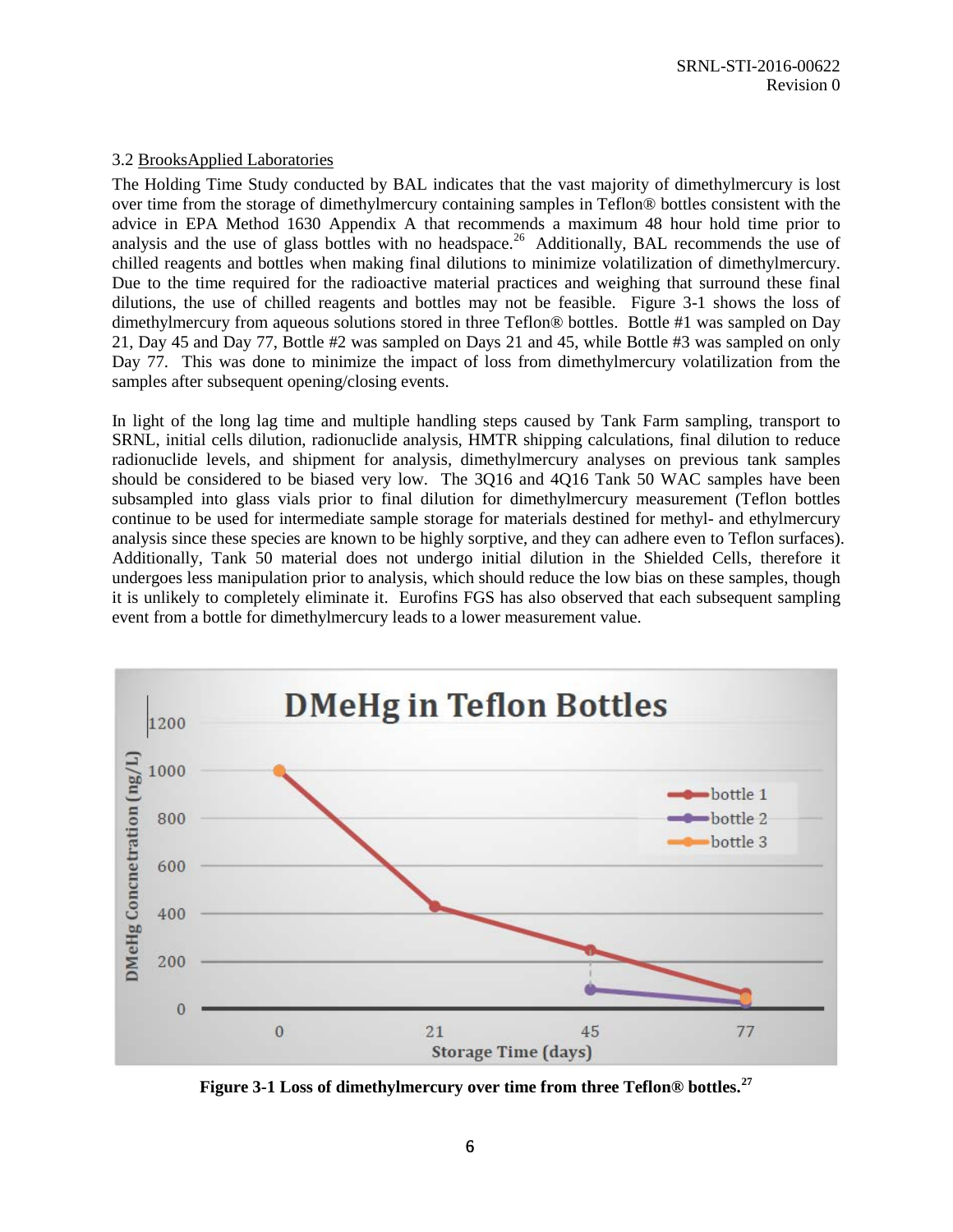### 3.2 BrooksApplied Laboratories

The Holding Time Study conducted by BAL indicates that the vast majority of dimethylmercury is lost over time from the storage of dimethylmercury containing samples in Teflon® bottles consistent with the advice in EPA Method 1630 Appendix A that recommends a maximum 48 hour hold time prior to analysis and the use of glass bottles with no headspace.[26] Additionally, BAL recommends the use of chilled reagents and bottles when making final dilutions to minimize volatilization of dimethylmercury. Due to the time required for the radioactive material practices and weighing that surround these final dilutions, the use of chilled reagents and bottles may not be feasible. Figure 3-1 shows the loss of dimethylmercury from aqueous solutions stored in three Teflon® bottles. Bottle #1 was sampled on Day 21, Day 45 and Day 77, Bottle #2 was sampled on Days 21 and 45, while Bottle #3 was sampled on only Day 77. This was done to minimize the impact of loss from dimethylmercury volatilization from the samples after subsequent opening/closing events.

In light of the long lag time and multiple handling steps caused by Tank Farm sampling, transport to SRNL, initial cells dilution, radionuclide analysis, HMTR shipping calculations, final dilution to reduce radionuclide levels, and shipment for analysis, dimethylmercury analyses on previous tank samples should be considered to be biased very low. The 3Q16 and 4Q16 Tank 50 WAC samples have been subsampled into glass vials prior to final dilution for dimethylmercury measurement (Teflon bottles continue to be used for intermediate sample storage for materials destined for methyl- and ethylmercury analysis since these species are known to be highly sorptive, and they can adhere even to Teflon surfaces). Additionally, Tank 50 material does not undergo initial dilution in the Shielded Cells, therefore it undergoes less manipulation prior to analysis, which should reduce the low bias on these samples, though it is unlikely to completely eliminate it. Eurofins FGS has also observed that each subsequent sampling event from a bottle for dimethylmercury leads to a lower measurement value.

**Figure 3-1 Loss of dimethylmercury over time from three Teflon® bottles.[27]**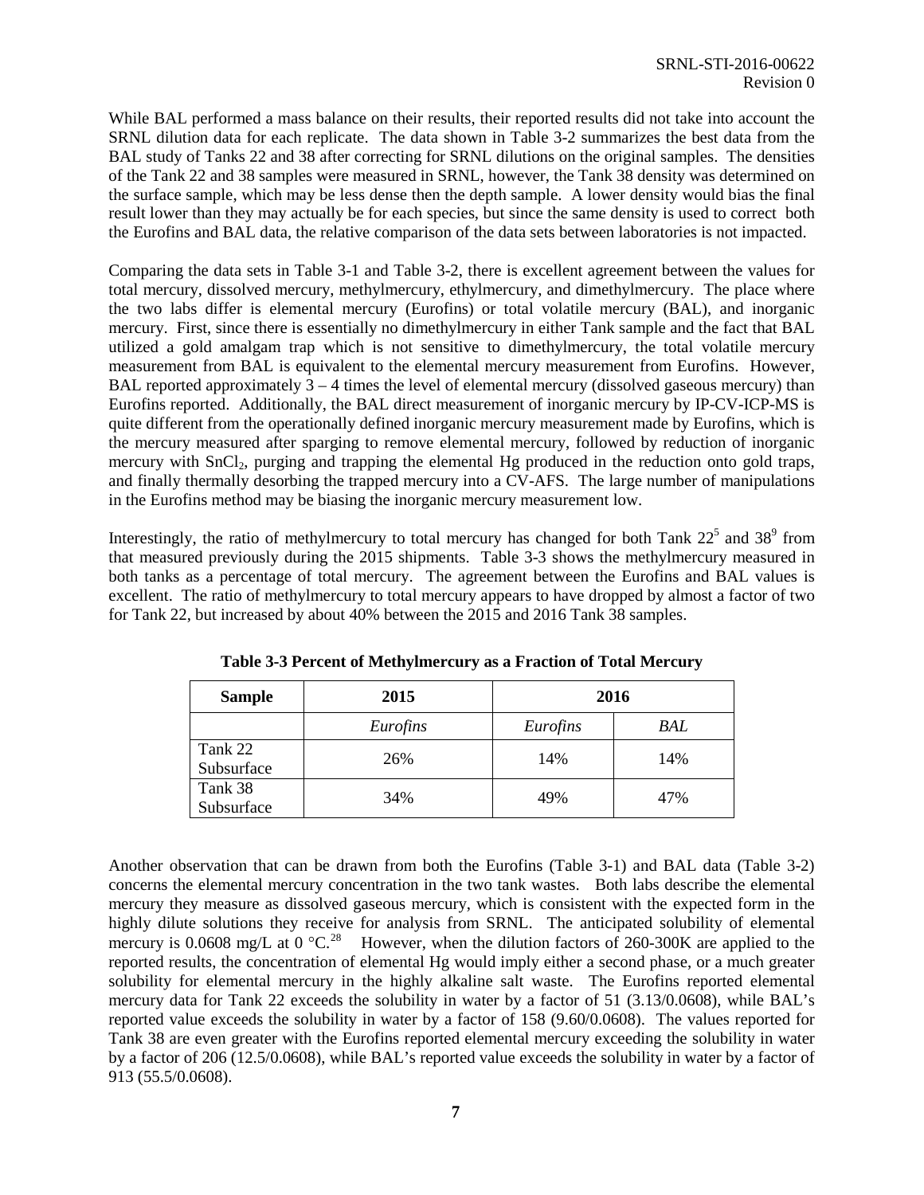While BAL performed a mass balance on their results, their reported results did not take into account the SRNL dilution data for each replicate. The data shown in Table 3-2 summarizes the best data from the BAL study of Tanks 22 and 38 after correcting for SRNL dilutions on the original samples. The densities of the Tank 22 and 38 samples were measured in SRNL, however, the Tank 38 density was determined on the surface sample, which may be less dense then the depth sample. A lower density would bias the final result lower than they may actually be for each species, but since the same density is used to correct both the Eurofins and BAL data, the relative comparison of the data sets between laboratories is not impacted.

Comparing the data sets in Table 3-1 and Table 3-2, there is excellent agreement between the values for total mercury, dissolved mercury, methylmercury, ethylmercury, and dimethylmercury. The place where the two labs differ is elemental mercury (Eurofins) or total volatile mercury (BAL), and inorganic mercury. First, since there is essentially no dimethylmercury in either Tank sample and the fact that BAL utilized a gold amalgam trap which is not sensitive to dimethylmercury, the total volatile mercury measurement from BAL is equivalent to the elemental mercury measurement from Eurofins. However, BAL reported approximately 3 – 4 times the level of elemental mercury (dissolved gaseous mercury) than Eurofins reported. Additionally, the BAL direct measurement of inorganic mercury by IP-CV-ICP-MS is quite different from the operationally defined inorganic mercury measurement made by Eurofins, which is the mercury measured after sparging to remove elemental mercury, followed by reduction of inorganic mercury with $SnCl_2$, purging and trapping the elemental Hg produced in the reduction onto gold traps, and finally thermally desorbing the trapped mercury into a CV-AFS. The large number of manipulations in the Eurofins method may be biasing the inorganic mercury measurement low.

Interestingly, the ratio of methylmercury to total mercury has changed for both Tank 22[5] and 38[9] from that measured previously during the 2015 shipments. Table 3-3 shows the methylmercury measured in both tanks as a percentage of total mercury. The agreement between the Eurofins and BAL values is excellent. The ratio of methylmercury to total mercury appears to have dropped by almost a factor of two for Tank 22, but increased by about 40% between the 2015 and 2016 Tank 38 samples.

**Table 3-3 Percent of Methylmercury as a Fraction of Total Mercury**

| Sample | 2015 | 2016 | |
|---|---|---|---|
| | *Eurofins* | *Eurofins* | *BAL* |
| Tank 22 Subsurface | 26% | 14% | 14% |
| Tank 38 Subsurface | 34% | 49% | 47% |

Another observation that can be drawn from both the Eurofins (Table 3-1) and BAL data (Table 3-2) concerns the elemental mercury concentration in the two tank wastes. Both labs describe the elemental mercury they measure as dissolved gaseous mercury, which is consistent with the expected form in the highly dilute solutions they receive for analysis from SRNL. The anticipated solubility of elemental mercury is 0.0608 mg/L at 0 °C.[28] However, when the dilution factors of 260-300K are applied to the reported results, the concentration of elemental Hg would imply either a second phase, or a much greater solubility for elemental mercury in the highly alkaline salt waste. The Eurofins reported elemental mercury data for Tank 22 exceeds the solubility in water by a factor of 51 (3.13/0.0608), while BAL's reported value exceeds the solubility in water by a factor of 158 (9.60/0.0608). The values reported for Tank 38 are even greater with the Eurofins reported elemental mercury exceeding the solubility in water by a factor of 206 (12.5/0.0608), while BAL's reported value exceeds the solubility in water by a factor of 913 (55.5/0.0608).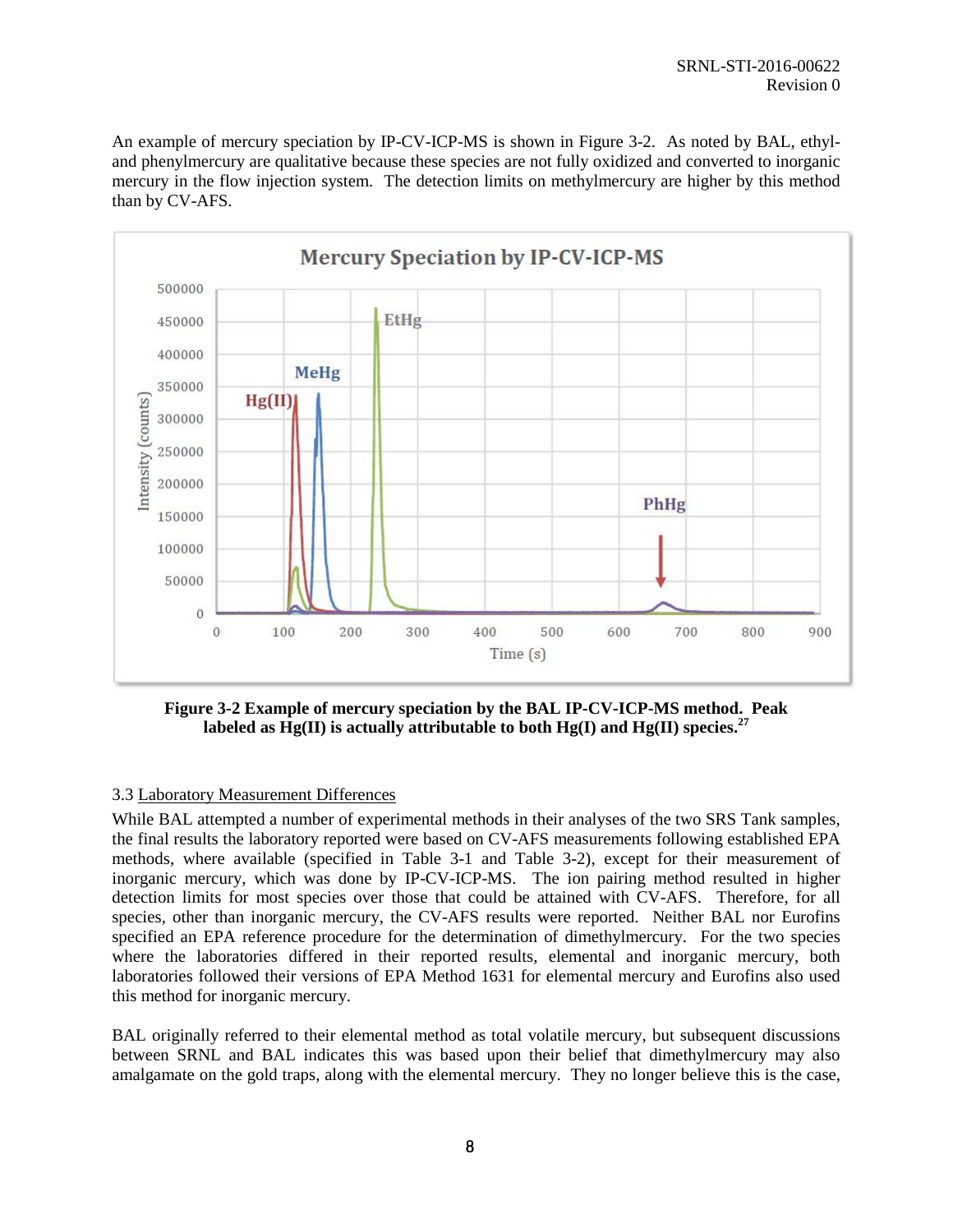An example of mercury speciation by IP-CV-ICP-MS is shown in Figure 3-2. As noted by BAL, ethyl- and phenylmercury are qualitative because these species are not fully oxidized and converted to inorganic mercury in the flow injection system. The detection limits on methylmercury are higher by this method than by CV-AFS.

**Figure 3-2 Example of mercury speciation by the BAL IP-CV-ICP-MS method. Peak labeled as Hg(II) is actually attributable to both Hg(I) and Hg(II) species.[27]**

### 3.3 Laboratory Measurement Differences

While BAL attempted a number of experimental methods in their analyses of the two SRS Tank samples, the final results the laboratory reported were based on CV-AFS measurements following established EPA methods, where available (specified in Table 3-1 and Table 3-2), except for their measurement of inorganic mercury, which was done by IP-CV-ICP-MS. The ion pairing method resulted in higher detection limits for most species over those that could be attained with CV-AFS. Therefore, for all species, other than inorganic mercury, the CV-AFS results were reported. Neither BAL nor Eurofins specified an EPA reference procedure for the determination of dimethylmercury. For the two species where the laboratories differed in their reported results, elemental and inorganic mercury, both laboratories followed their versions of EPA Method 1631 for elemental mercury and Eurofins also used this method for inorganic mercury.

BAL originally referred to their elemental method as total volatile mercury, but subsequent discussions between SRNL and BAL indicates this was based upon their belief that dimethylmercury may also amalgamate on the gold traps, along with the elemental mercury. They no longer believe this is the case,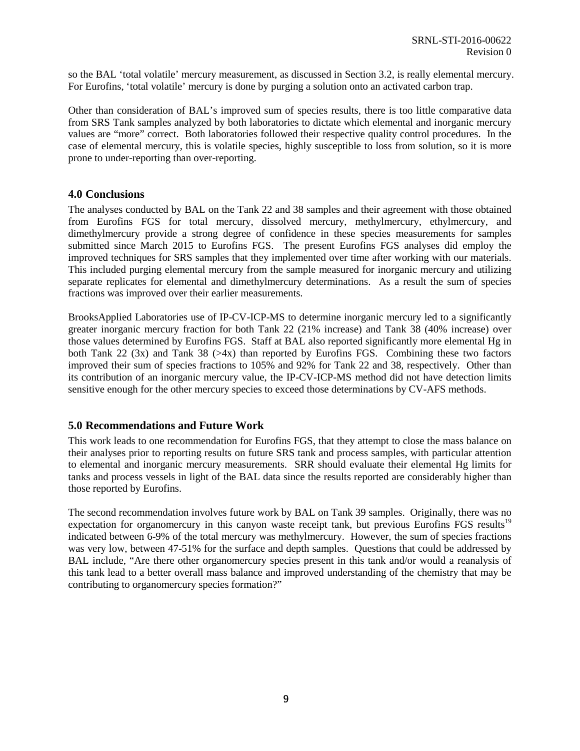so the BAL 'total volatile' mercury measurement, as discussed in Section 3.2, is really elemental mercury. For Eurofins, 'total volatile' mercury is done by purging a solution onto an activated carbon trap.

Other than consideration of BAL's improved sum of species results, there is too little comparative data from SRS Tank samples analyzed by both laboratories to dictate which elemental and inorganic mercury values are "more" correct. Both laboratories followed their respective quality control procedures. In the case of elemental mercury, this is volatile species, highly susceptible to loss from solution, so it is more prone to under-reporting than over-reporting.

## 4.0 Conclusions

The analyses conducted by BAL on the Tank 22 and 38 samples and their agreement with those obtained from Eurofins FGS for total mercury, dissolved mercury, methylmercury, ethylmercury, and dimethylmercury provide a strong degree of confidence in these species measurements for samples submitted since March 2015 to Eurofins FGS. The present Eurofins FGS analyses did employ the improved techniques for SRS samples that they implemented over time after working with our materials. This included purging elemental mercury from the sample measured for inorganic mercury and utilizing separate replicates for elemental and dimethylmercury determinations. As a result the sum of species fractions was improved over their earlier measurements.

BrooksApplied Laboratories use of IP-CV-ICP-MS to determine inorganic mercury led to a significantly greater inorganic mercury fraction for both Tank 22 (21% increase) and Tank 38 (40% increase) over those values determined by Eurofins FGS. Staff at BAL also reported significantly more elemental Hg in both Tank 22 (3x) and Tank 38 (>4x) than reported by Eurofins FGS. Combining these two factors improved their sum of species fractions to 105% and 92% for Tank 22 and 38, respectively. Other than its contribution of an inorganic mercury value, the IP-CV-ICP-MS method did not have detection limits sensitive enough for the other mercury species to exceed those determinations by CV-AFS methods.

## 5.0 Recommendations and Future Work

This work leads to one recommendation for Eurofins FGS, that they attempt to close the mass balance on their analyses prior to reporting results on future SRS tank and process samples, with particular attention to elemental and inorganic mercury measurements. SRR should evaluate their elemental Hg limits for tanks and process vessels in light of the BAL data since the results reported are considerably higher than those reported by Eurofins.

The second recommendation involves future work by BAL on Tank 39 samples. Originally, there was no expectation for organomercury in this canyon waste receipt tank, but previous Eurofins FGS results[19] indicated between 6-9% of the total mercury was methylmercury. However, the sum of species fractions was very low, between 47-51% for the surface and depth samples. Questions that could be addressed by BAL include, "Are there other organomercury species present in this tank and/or would a reanalysis of this tank lead to a better overall mass balance and improved understanding of the chemistry that may be contributing to organomercury species formation?"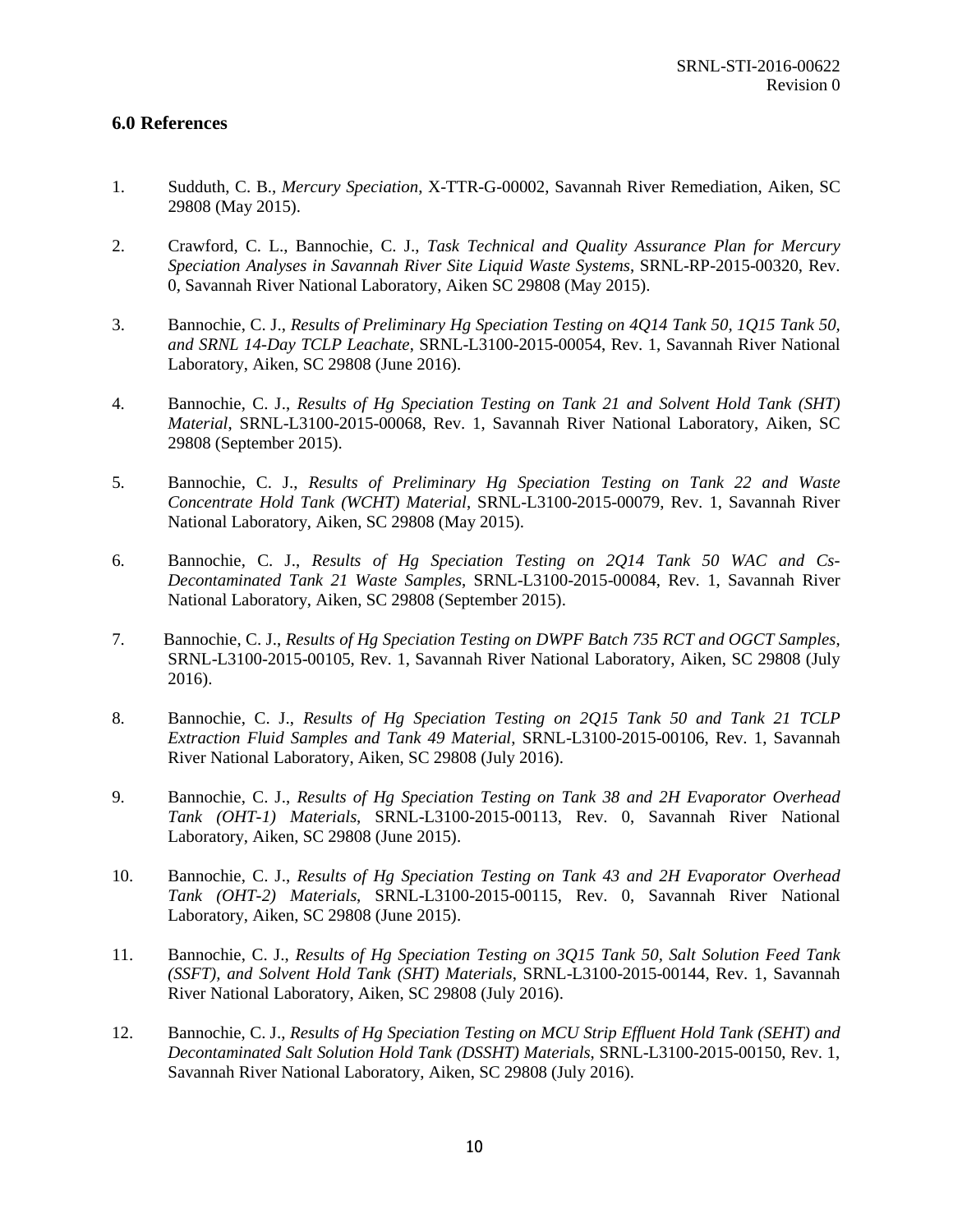## 6.0 References

1. Sudduth, C. B., *Mercury Speciation*, X-TTR-G-00002, Savannah River Remediation, Aiken, SC 29808 (May 2015).

2. Crawford, C. L., Bannochie, C. J., *Task Technical and Quality Assurance Plan for Mercury Speciation Analyses in Savannah River Site Liquid Waste Systems*, SRNL-RP-2015-00320, Rev. 0, Savannah River National Laboratory, Aiken SC 29808 (May 2015).

3. Bannochie, C. J., *Results of Preliminary Hg Speciation Testing on 4Q14 Tank 50, 1Q15 Tank 50, and SRNL 14-Day TCLP Leachate*, SRNL-L3100-2015-00054, Rev. 1, Savannah River National Laboratory, Aiken, SC 29808 (June 2016).

4. Bannochie, C. J., *Results of Hg Speciation Testing on Tank 21 and Solvent Hold Tank (SHT) Material*, SRNL-L3100-2015-00068, Rev. 1, Savannah River National Laboratory, Aiken, SC 29808 (September 2015).

5. Bannochie, C. J., *Results of Preliminary Hg Speciation Testing on Tank 22 and Waste Concentrate Hold Tank (WCHT) Material*, SRNL-L3100-2015-00079, Rev. 1, Savannah River National Laboratory, Aiken, SC 29808 (May 2015).

6. Bannochie, C. J., *Results of Hg Speciation Testing on 2Q14 Tank 50 WAC and Cs-Decontaminated Tank 21 Waste Samples*, SRNL-L3100-2015-00084, Rev. 1, Savannah River National Laboratory, Aiken, SC 29808 (September 2015).

7. Bannochie, C. J., *Results of Hg Speciation Testing on DWPF Batch 735 RCT and OGCT Samples*, SRNL-L3100-2015-00105, Rev. 1, Savannah River National Laboratory, Aiken, SC 29808 (July 2016).

8. Bannochie, C. J., *Results of Hg Speciation Testing on 2Q15 Tank 50 and Tank 21 TCLP Extraction Fluid Samples and Tank 49 Material*, SRNL-L3100-2015-00106, Rev. 1, Savannah River National Laboratory, Aiken, SC 29808 (July 2016).

9. Bannochie, C. J., *Results of Hg Speciation Testing on Tank 38 and 2H Evaporator Overhead Tank (OHT-1) Materials*, SRNL-L3100-2015-00113, Rev. 0, Savannah River National Laboratory, Aiken, SC 29808 (June 2015).

10. Bannochie, C. J., *Results of Hg Speciation Testing on Tank 43 and 2H Evaporator Overhead Tank (OHT-2) Materials*, SRNL-L3100-2015-00115, Rev. 0, Savannah River National Laboratory, Aiken, SC 29808 (June 2015).

11. Bannochie, C. J., *Results of Hg Speciation Testing on 3Q15 Tank 50, Salt Solution Feed Tank (SSFT), and Solvent Hold Tank (SHT) Materials*, SRNL-L3100-2015-00144, Rev. 1, Savannah River National Laboratory, Aiken, SC 29808 (July 2016).

12. Bannochie, C. J., *Results of Hg Speciation Testing on MCU Strip Effluent Hold Tank (SEHT) and Decontaminated Salt Solution Hold Tank (DSSHT) Materials*, SRNL-L3100-2015-00150, Rev. 1, Savannah River National Laboratory, Aiken, SC 29808 (July 2016).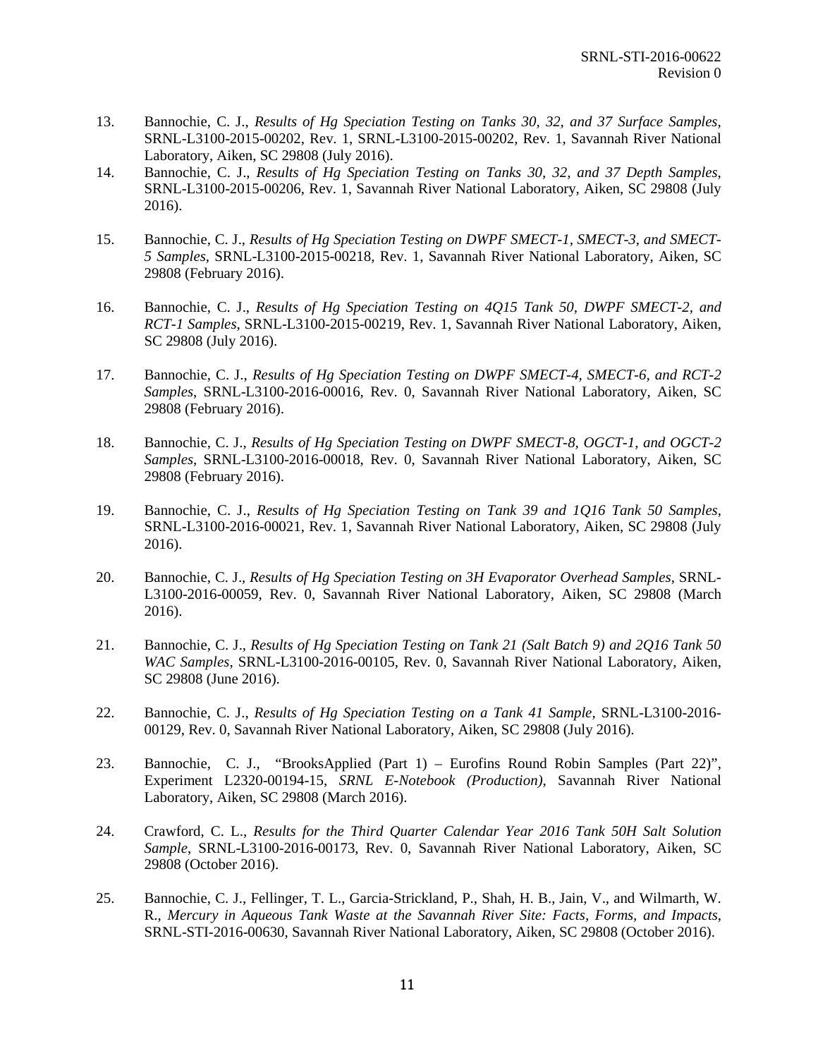13. Bannochie, C. J., *Results of Hg Speciation Testing on Tanks 30, 32, and 37 Surface Samples*, SRNL-L3100-2015-00202, Rev. 1, SRNL-L3100-2015-00202, Rev. 1, Savannah River National Laboratory, Aiken, SC 29808 (July 2016).

14. Bannochie, C. J., *Results of Hg Speciation Testing on Tanks 30, 32, and 37 Depth Samples*, SRNL-L3100-2015-00206, Rev. 1, Savannah River National Laboratory, Aiken, SC 29808 (July 2016).

15. Bannochie, C. J., *Results of Hg Speciation Testing on DWPF SMECT-1, SMECT-3, and SMECT-5 Samples*, SRNL-L3100-2015-00218, Rev. 1, Savannah River National Laboratory, Aiken, SC 29808 (February 2016).

16. Bannochie, C. J., *Results of Hg Speciation Testing on 4Q15 Tank 50, DWPF SMECT-2, and RCT-1 Samples*, SRNL-L3100-2015-00219, Rev. 1, Savannah River National Laboratory, Aiken, SC 29808 (July 2016).

17. Bannochie, C. J., *Results of Hg Speciation Testing on DWPF SMECT-4, SMECT-6, and RCT-2 Samples*, SRNL-L3100-2016-00016, Rev. 0, Savannah River National Laboratory, Aiken, SC 29808 (February 2016).

18. Bannochie, C. J., *Results of Hg Speciation Testing on DWPF SMECT-8, OGCT-1, and OGCT-2 Samples*, SRNL-L3100-2016-00018, Rev. 0, Savannah River National Laboratory, Aiken, SC 29808 (February 2016).

19. Bannochie, C. J., *Results of Hg Speciation Testing on Tank 39 and 1Q16 Tank 50 Samples*, SRNL-L3100-2016-00021, Rev. 1, Savannah River National Laboratory, Aiken, SC 29808 (July 2016).

20. Bannochie, C. J., *Results of Hg Speciation Testing on 3H Evaporator Overhead Samples*, SRNL-L3100-2016-00059, Rev. 0, Savannah River National Laboratory, Aiken, SC 29808 (March 2016).

21. Bannochie, C. J., *Results of Hg Speciation Testing on Tank 21 (Salt Batch 9) and 2Q16 Tank 50 WAC Samples*, SRNL-L3100-2016-00105, Rev. 0, Savannah River National Laboratory, Aiken, SC 29808 (June 2016).

22. Bannochie, C. J., *Results of Hg Speciation Testing on a Tank 41 Sample*, SRNL-L3100-2016-00129, Rev. 0, Savannah River National Laboratory, Aiken, SC 29808 (July 2016).

23. Bannochie, C. J., "BrooksApplied (Part 1) – Eurofins Round Robin Samples (Part 22)", Experiment L2320-00194-15, *SRNL E-Notebook (Production)*, Savannah River National Laboratory, Aiken, SC 29808 (March 2016).

24. Crawford, C. L., *Results for the Third Quarter Calendar Year 2016 Tank 50H Salt Solution Sample*, SRNL-L3100-2016-00173, Rev. 0, Savannah River National Laboratory, Aiken, SC 29808 (October 2016).

25. Bannochie, C. J., Fellinger, T. L., Garcia-Strickland, P., Shah, H. B., Jain, V., and Wilmarth, W. R., *Mercury in Aqueous Tank Waste at the Savannah River Site: Facts, Forms, and Impacts*, SRNL-STI-2016-00630, Savannah River National Laboratory, Aiken, SC 29808 (October 2016).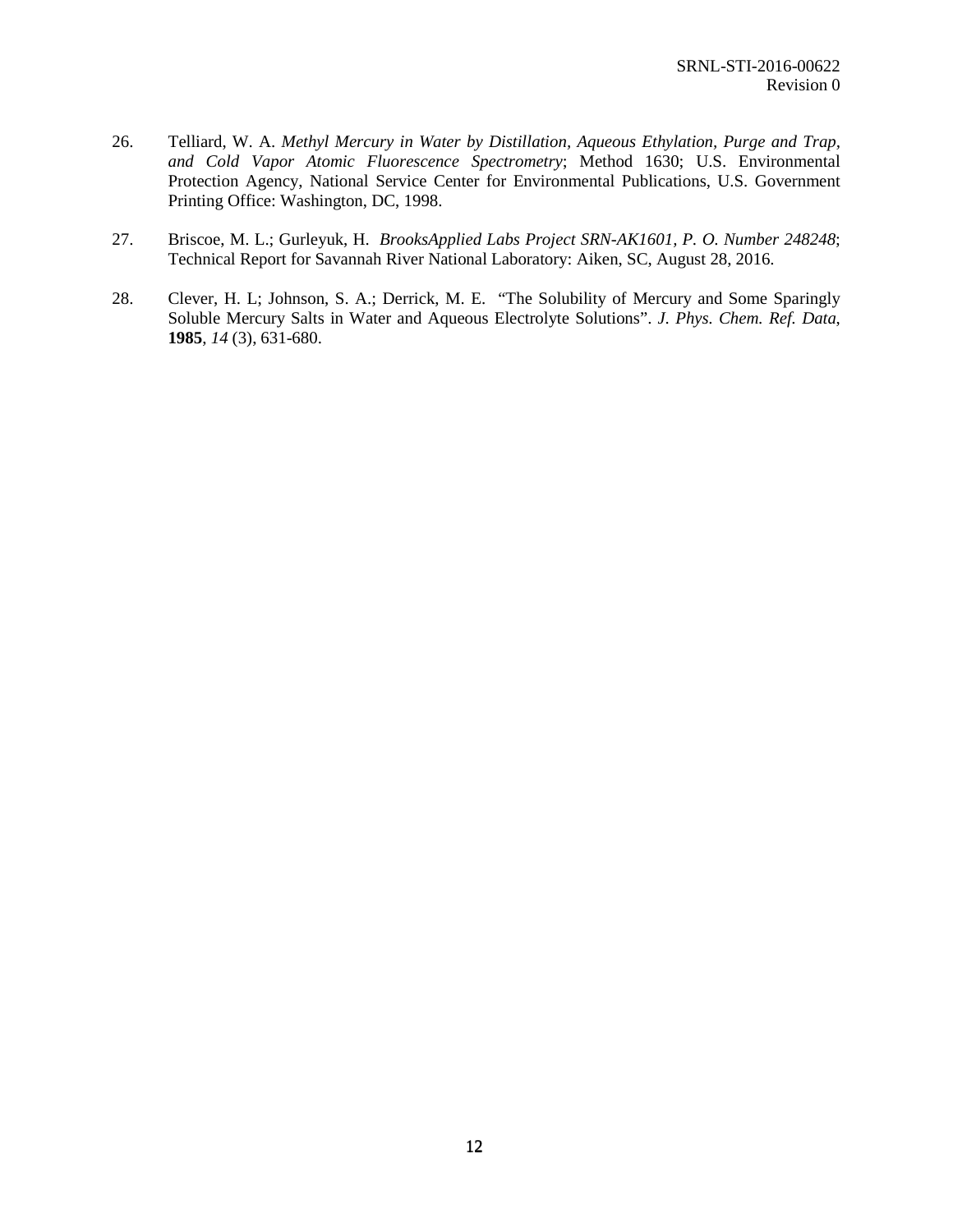26. Telliard, W. A. *Methyl Mercury in Water by Distillation, Aqueous Ethylation, Purge and Trap, and Cold Vapor Atomic Fluorescence Spectrometry*; Method 1630; U.S. Environmental Protection Agency, National Service Center for Environmental Publications, U.S. Government Printing Office: Washington, DC, 1998.

27. Briscoe, M. L.; Gurleyuk, H. *BrooksApplied Labs Project SRN-AK1601, P. O. Number 248248*; Technical Report for Savannah River National Laboratory: Aiken, SC, August 28, 2016.

28. Clever, H. L; Johnson, S. A.; Derrick, M. E. "The Solubility of Mercury and Some Sparingly Soluble Mercury Salts in Water and Aqueous Electrolyte Solutions". *J. Phys. Chem. Ref. Data*, **1985**, *14* (3), 631-680.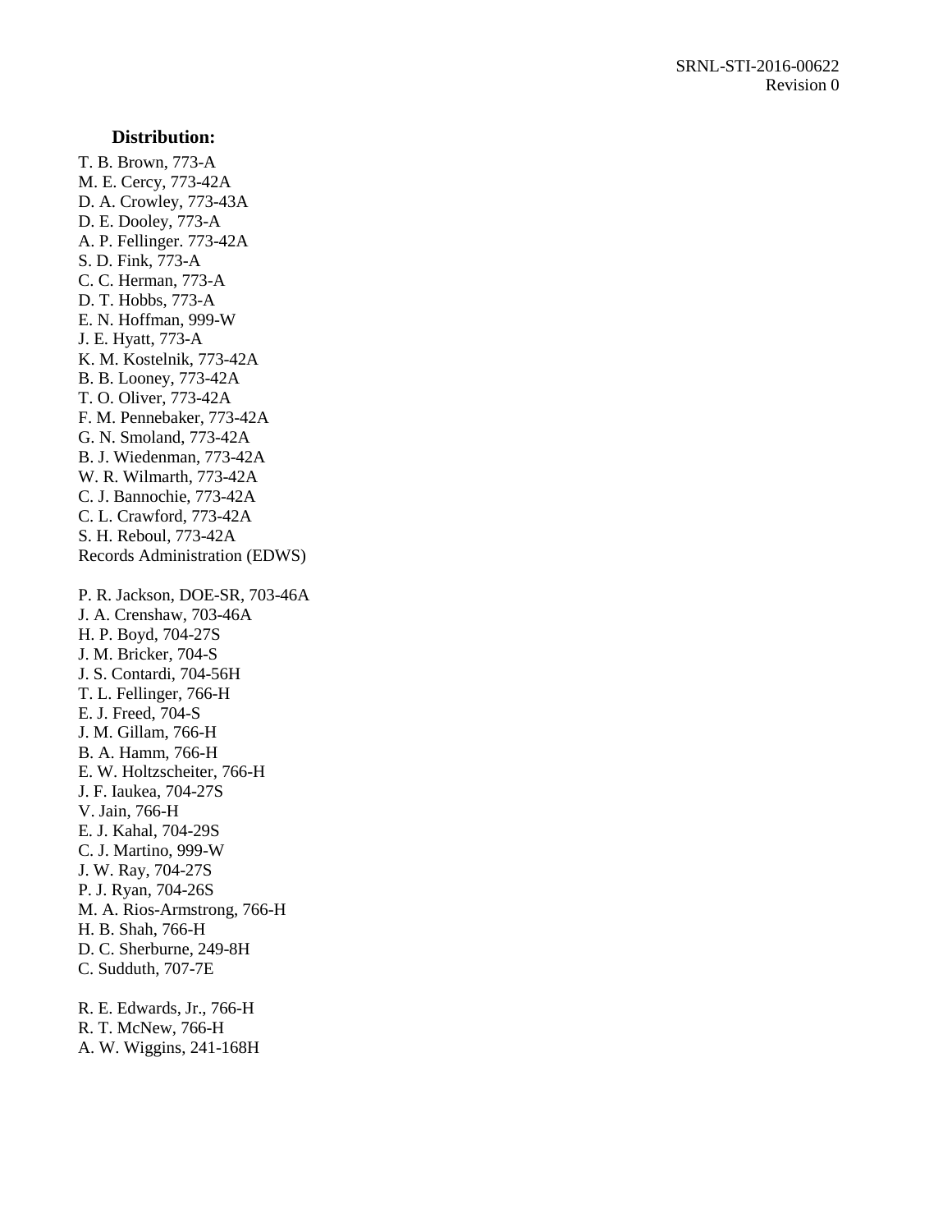**Distribution:**

T. B. Brown, 773-A
M. E. Cercy, 773-42A
D. A. Crowley, 773-43A
D. E. Dooley, 773-A
A. P. Fellinger. 773-42A
S. D. Fink, 773-A
C. C. Herman, 773-A
D. T. Hobbs, 773-A
E. N. Hoffman, 999-W
J. E. Hyatt, 773-A
K. M. Kostelnik, 773-42A
B. B. Looney, 773-42A
T. O. Oliver, 773-42A
F. M. Pennebaker, 773-42A
G. N. Smoland, 773-42A
B. J. Wiedenman, 773-42A
W. R. Wilmarth, 773-42A
C. J. Bannochie, 773-42A
C. L. Crawford, 773-42A
S. H. Reboul, 773-42A
Records Administration (EDWS)

P. R. Jackson, DOE-SR, 703-46A
J. A. Crenshaw, 703-46A
H. P. Boyd, 704-27S
J. M. Bricker, 704-S
J. S. Contardi, 704-56H
T. L. Fellinger, 766-H
E. J. Freed, 704-S
J. M. Gillam, 766-H
B. A. Hamm, 766-H
E. W. Holtzscheiter, 766-H
J. F. Iaukea, 704-27S
V. Jain, 766-H
E. J. Kahal, 704-29S
C. J. Martino, 999-W
J. W. Ray, 704-27S
P. J. Ryan, 704-26S
M. A. Rios-Armstrong, 766-H
H. B. Shah, 766-H
D. C. Sherburne, 249-8H
C. Sudduth, 707-7E

R. E. Edwards, Jr., 766-H
R. T. McNew, 766-H
A. W. Wiggins, 241-168H